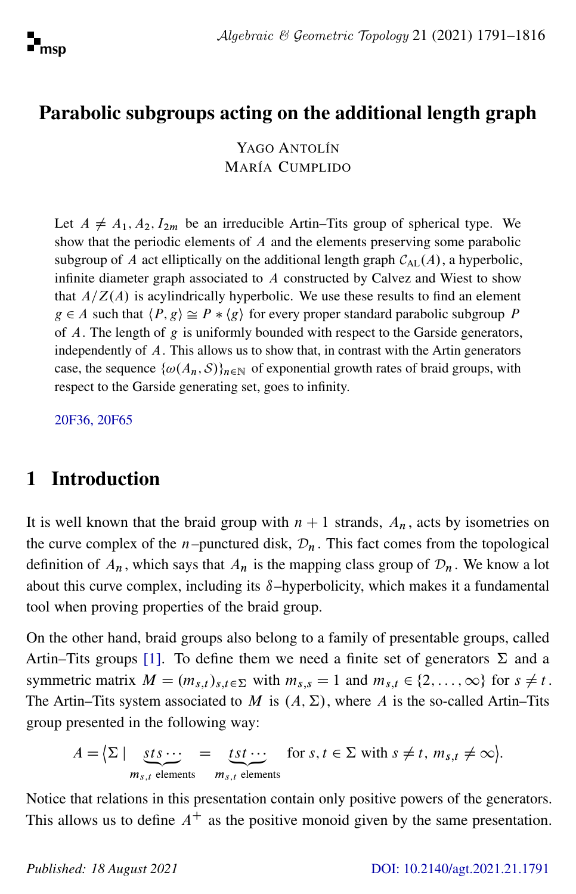# Parabolic subgroups acting on the additional length graph

YAGO ANTOLÍN
MARÍA CUMPLIDO

Let $A \neq A_1, A_2, I_{2m}$ be an irreducible Artin–Tits group of spherical type. We show that the periodic elements of $A$ and the elements preserving some parabolic subgroup of $A$ act elliptically on the additional length graph $\mathcal{C}_{\mathrm{AL}}(A)$, a hyperbolic, infinite diameter graph associated to $A$ constructed by Calvez and Wiest to show that $A/Z(A)$ is acylindrically hyperbolic. We use these results to find an element $g \in A$ such that $\langle P, g\rangle \cong P * \langle g\rangle$ for every proper standard parabolic subgroup $P$ of $A$. The length of $g$ is uniformly bounded with respect to the Garside generators, independently of $A$. This allows us to show that, in contrast with the Artin generators case, the sequence $\{\omega(A_n, \mathcal{S})\}_{n\in\mathbb{N}}$ of exponential growth rates of braid groups, with respect to the Garside generating set, goes to infinity.

20F36, 20F65

## 1 Introduction

It is well known that the braid group with $n+1$ strands, $A_n$, acts by isometries on the curve complex of the $n$–punctured disk, $\mathcal{D}_n$. This fact comes from the topological definition of $A_n$, which says that $A_n$ is the mapping class group of $\mathcal{D}_n$. We know a lot about this curve complex, including its $\delta$–hyperbolicity, which makes it a fundamental tool when proving properties of the braid group.

On the other hand, braid groups also belong to a family of presentable groups, called Artin–Tits groups [1]. To define them we need a finite set of generators $\Sigma$ and a symmetric matrix $M = (m_{s,t})_{s,t\in\Sigma}$ with $m_{s,s} = 1$ and $m_{s,t} \in \{2, \dots, \infty\}$ for $s \neq t$. The Artin–Tits system associated to $M$ is $(A, \Sigma)$, where $A$ is the so-called Artin–Tits group presented in the following way:

$$A = \big\langle \Sigma \mid \underbrace{sts\cdots}_{m_{s,t}\text{ elements}} = \underbrace{tst\cdots}_{m_{s,t}\text{ elements}} \quad \text{for } s,t \in \Sigma \text{ with } s \neq t,\ m_{s,t} \neq \infty \big\rangle.$$

Notice that relations in this presentation contain only positive powers of the generators. This allows us to define $A^+$ as the positive monoid given by the same presentation.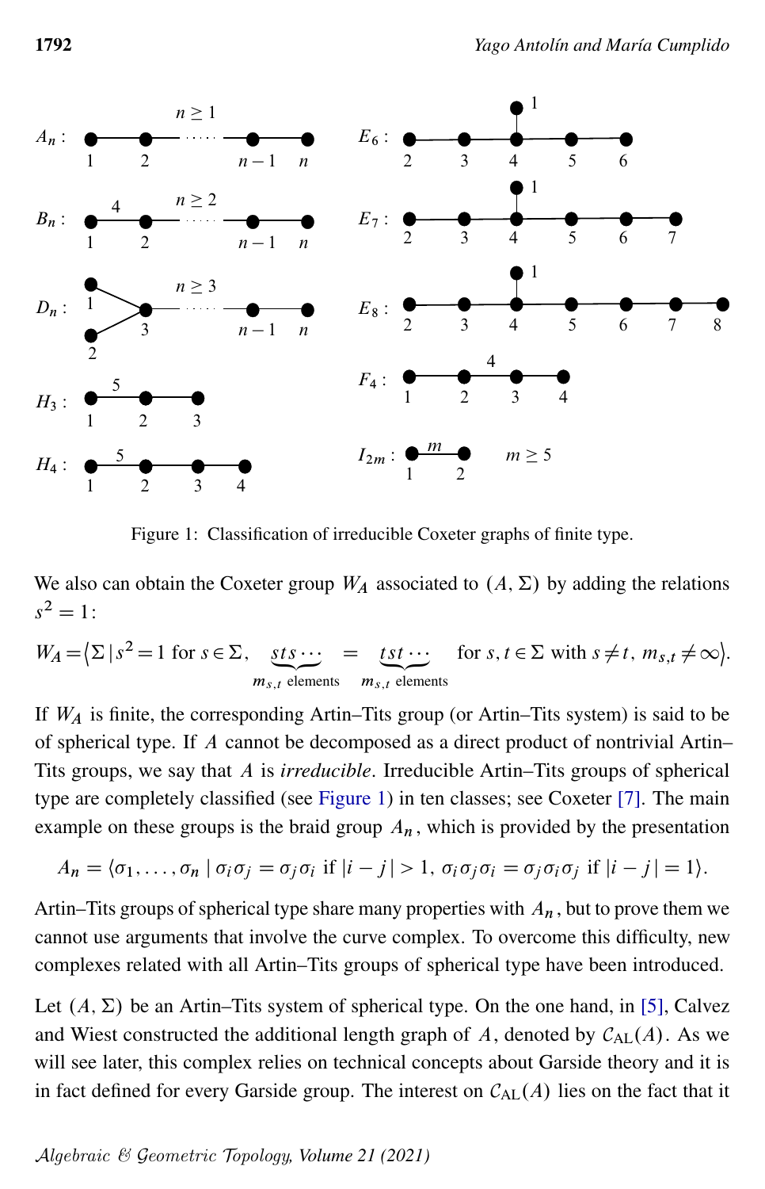Figure 1: Classification of irreducible Coxeter graphs of finite type.

We also can obtain the Coxeter group $W_A$ associated to $(A,\Sigma)$ by adding the relations $s^2=1$:

$$W_A = \langle \Sigma \mid s^2 = 1 \text{ for } s \in \Sigma,\ \underbrace{sts\cdots}_{m_{s,t}\text{ elements}} = \underbrace{tst\cdots}_{m_{s,t}\text{ elements}} \text{ for } s,t \in \Sigma \text{ with } s \neq t,\ m_{s,t} \neq \infty \rangle.$$

If $W_A$ is finite, the corresponding Artin–Tits group (or Artin–Tits system) is said to be of spherical type. If $A$ cannot be decomposed as a direct product of nontrivial Artin–Tits groups, we say that $A$ is *irreducible*. Irreducible Artin–Tits groups of spherical type are completely classified (see Figure 1) in ten classes; see Coxeter [7]. The main example on these groups is the braid group $A_n$, which is provided by the presentation

$$A_n = \langle \sigma_1, \ldots, \sigma_n \mid \sigma_i \sigma_j = \sigma_j \sigma_i \text{ if } |i-j|>1,\ \sigma_i \sigma_j \sigma_i = \sigma_j \sigma_i \sigma_j \text{ if } |i-j|=1 \rangle.$$

Artin–Tits groups of spherical type share many properties with $A_n$, but to prove them we cannot use arguments that involve the curve complex. To overcome this difficulty, new complexes related with all Artin–Tits groups of spherical type have been introduced.

Let $(A,\Sigma)$ be an Artin–Tits system of spherical type. On the one hand, in [5], Calvez and Wiest constructed the additional length graph of $A$, denoted by $\mathcal{C}_{\mathrm{AL}}(A)$. As we will see later, this complex relies on technical concepts about Garside theory and it is in fact defined for every Garside group. The interest on $\mathcal{C}_{\mathrm{AL}}(A)$ lies on the fact that it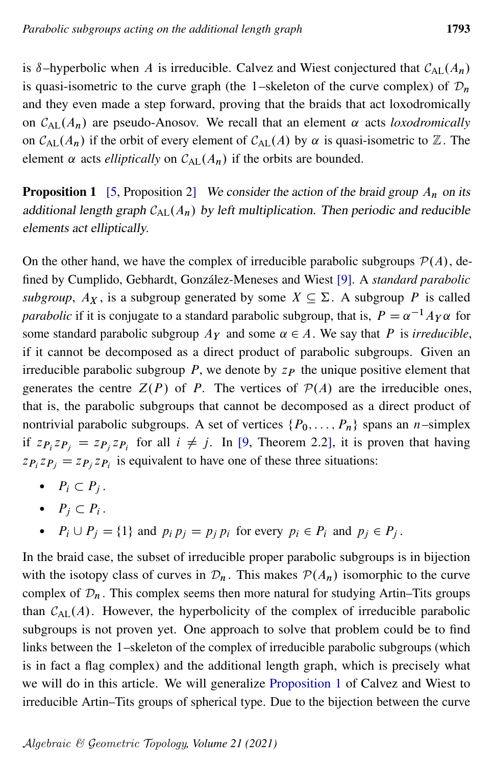is $\delta$–hyperbolic when $A$ is irreducible. Calvez and Wiest conjectured that $\mathcal{C}_{\mathrm{AL}}(A_n)$ is quasi-isometric to the curve graph (the 1–skeleton of the curve complex) of $\mathcal{D}_n$ and they even made a step forward, proving that the braids that act loxodromically on $\mathcal{C}_{\mathrm{AL}}(A_n)$ are pseudo-Anosov. We recall that an element $\alpha$ acts *loxodromically* on $\mathcal{C}_{\mathrm{AL}}(A_n)$ if the orbit of every element of $\mathcal{C}_{\mathrm{AL}}(A)$ by $\alpha$ is quasi-isometric to $\mathbb{Z}$. The element $\alpha$ acts *elliptically* on $\mathcal{C}_{\mathrm{AL}}(A_n)$ if the orbits are bounded.

**Proposition 1** [5, Proposition 2] *We consider the action of the braid group $A_n$ on its additional length graph $\mathcal{C}_{\mathrm{AL}}(A_n)$ by left multiplication. Then periodic and reducible elements act elliptically.*

On the other hand, we have the complex of irreducible parabolic subgroups $\mathcal{P}(A)$, defined by Cumplido, Gebhardt, González-Meneses and Wiest [9]. A *standard parabolic subgroup*, $A_X$, is a subgroup generated by some $X \subseteq \Sigma$. A subgroup $P$ is called *parabolic* if it is conjugate to a standard parabolic subgroup, that is, $P = \alpha^{-1} A_Y \alpha$ for some standard parabolic subgroup $A_Y$ and some $\alpha \in A$. We say that $P$ is *irreducible*, if it cannot be decomposed as a direct product of parabolic subgroups. Given an irreducible parabolic subgroup $P$, we denote by $z_P$ the unique positive element that generates the centre $Z(P)$ of $P$. The vertices of $\mathcal{P}(A)$ are the irreducible ones, that is, the parabolic subgroups that cannot be decomposed as a direct product of nontrivial parabolic subgroups. A set of vertices $\{P_0, \dots, P_n\}$ spans an $n$–simplex if $z_{P_i} z_{P_j} = z_{P_j} z_{P_i}$ for all $i \neq j$. In [9, Theorem 2.2], it is proven that having $z_{P_i} z_{P_j} = z_{P_j} z_{P_i}$ is equivalent to have one of these three situations:

- $P_i \subset P_j$.
- $P_j \subset P_i$.
- $P_i \cup P_j = \{1\}$ and $p_i p_j = p_j p_i$ for every $p_i \in P_i$ and $p_j \in P_j$.

In the braid case, the subset of irreducible proper parabolic subgroups is in bijection with the isotopy class of curves in $\mathcal{D}_n$. This makes $\mathcal{P}(A_n)$ isomorphic to the curve complex of $\mathcal{D}_n$. This complex seems then more natural for studying Artin–Tits groups than $\mathcal{C}_{\mathrm{AL}}(A)$. However, the hyperbolicity of the complex of irreducible parabolic subgroups is not proven yet. One approach to solve that problem could be to find links between the 1–skeleton of the complex of irreducible parabolic subgroups (which is in fact a flag complex) and the additional length graph, which is precisely what we will do in this article. We will generalize Proposition 1 of Calvez and Wiest to irreducible Artin–Tits groups of spherical type. Due to the bijection between the curve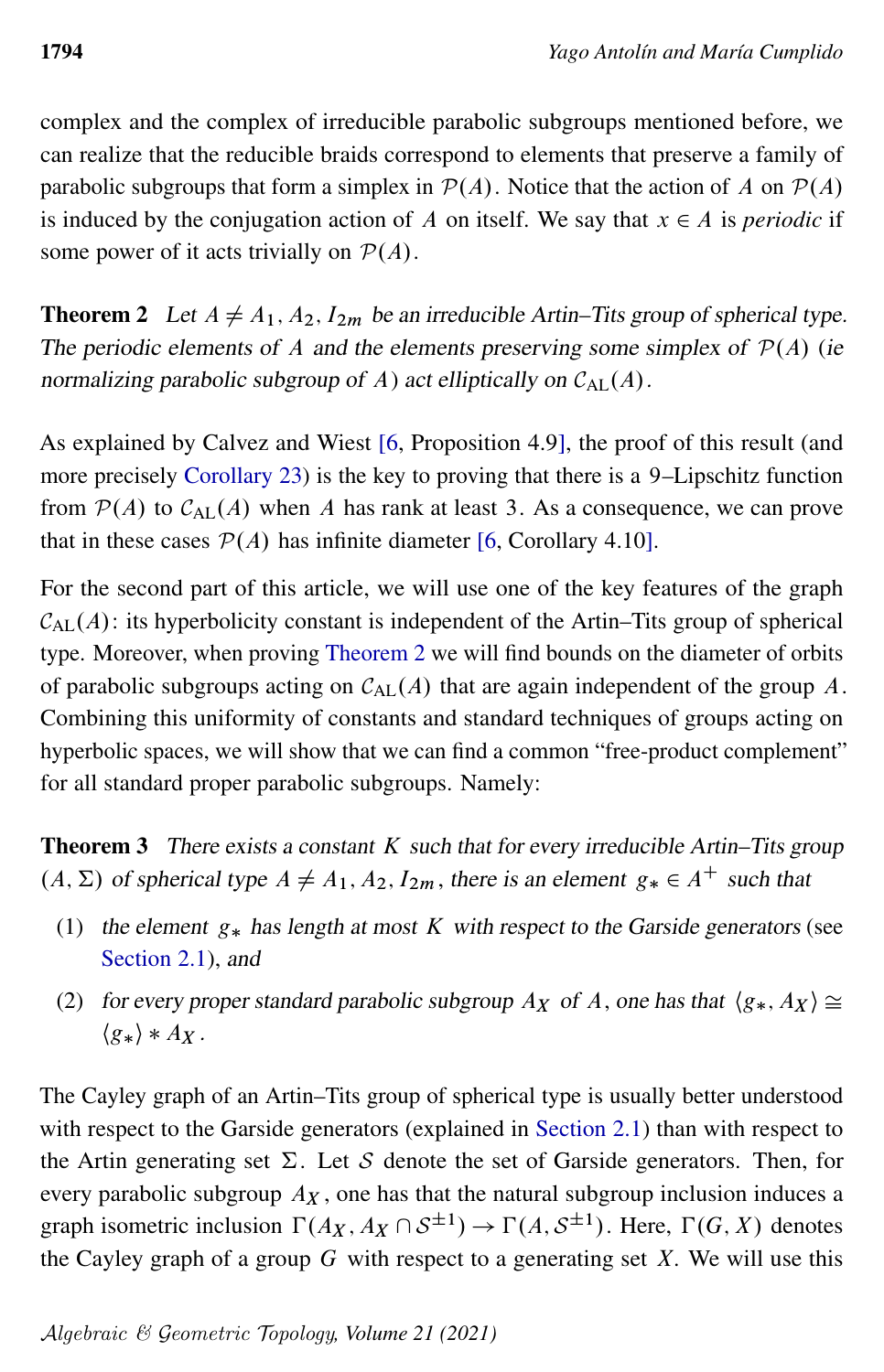complex and the complex of irreducible parabolic subgroups mentioned before, we can realize that the reducible braids correspond to elements that preserve a family of parabolic subgroups that form a simplex in $\mathcal{P}(A)$. Notice that the action of $A$ on $\mathcal{P}(A)$ is induced by the conjugation action of $A$ on itself. We say that $x \in A$ is *periodic* if some power of it acts trivially on $\mathcal{P}(A)$.

**Theorem 2** *Let $A \neq A_1, A_2, I_{2m}$ be an irreducible Artin–Tits group of spherical type. The periodic elements of $A$ and the elements preserving some simplex of $\mathcal{P}(A)$ (ie normalizing parabolic subgroup of $A$) act elliptically on $\mathcal{C}_{\mathrm{AL}}(A)$.*

As explained by Calvez and Wiest [6, Proposition 4.9], the proof of this result (and more precisely Corollary 23) is the key to proving that there is a 9–Lipschitz function from $\mathcal{P}(A)$ to $\mathcal{C}_{\mathrm{AL}}(A)$ when $A$ has rank at least 3. As a consequence, we can prove that in these cases $\mathcal{P}(A)$ has infinite diameter [6, Corollary 4.10].

For the second part of this article, we will use one of the key features of the graph $\mathcal{C}_{\mathrm{AL}}(A)$: its hyperbolicity constant is independent of the Artin–Tits group of spherical type. Moreover, when proving Theorem 2 we will find bounds on the diameter of orbits of parabolic subgroups acting on $\mathcal{C}_{\mathrm{AL}}(A)$ that are again independent of the group $A$. Combining this uniformity of constants and standard techniques of groups acting on hyperbolic spaces, we will show that we can find a common "free-product complement" for all standard proper parabolic subgroups. Namely:

**Theorem 3** *There exists a constant $K$ such that for every irreducible Artin–Tits group $(A, \Sigma)$ of spherical type $A \neq A_1, A_2, I_{2m}$, there is an element $g_* \in A^+$ such that*

1. *the element $g_*$ has length at most $K$ with respect to the Garside generators* (see Section 2.1), *and*
2. *for every proper standard parabolic subgroup $A_X$ of $A$, one has that $\langle g_*, A_X \rangle \cong \langle g_* \rangle * A_X$.*

The Cayley graph of an Artin–Tits group of spherical type is usually better understood with respect to the Garside generators (explained in Section 2.1) than with respect to the Artin generating set $\Sigma$. Let $\mathcal{S}$ denote the set of Garside generators. Then, for every parabolic subgroup $A_X$, one has that the natural subgroup inclusion induces a graph isometric inclusion $\Gamma(A_X, A_X \cap \mathcal{S}^{\pm 1}) \to \Gamma(A, \mathcal{S}^{\pm 1})$. Here, $\Gamma(G, X)$ denotes the Cayley graph of a group $G$ with respect to a generating set $X$. We will use this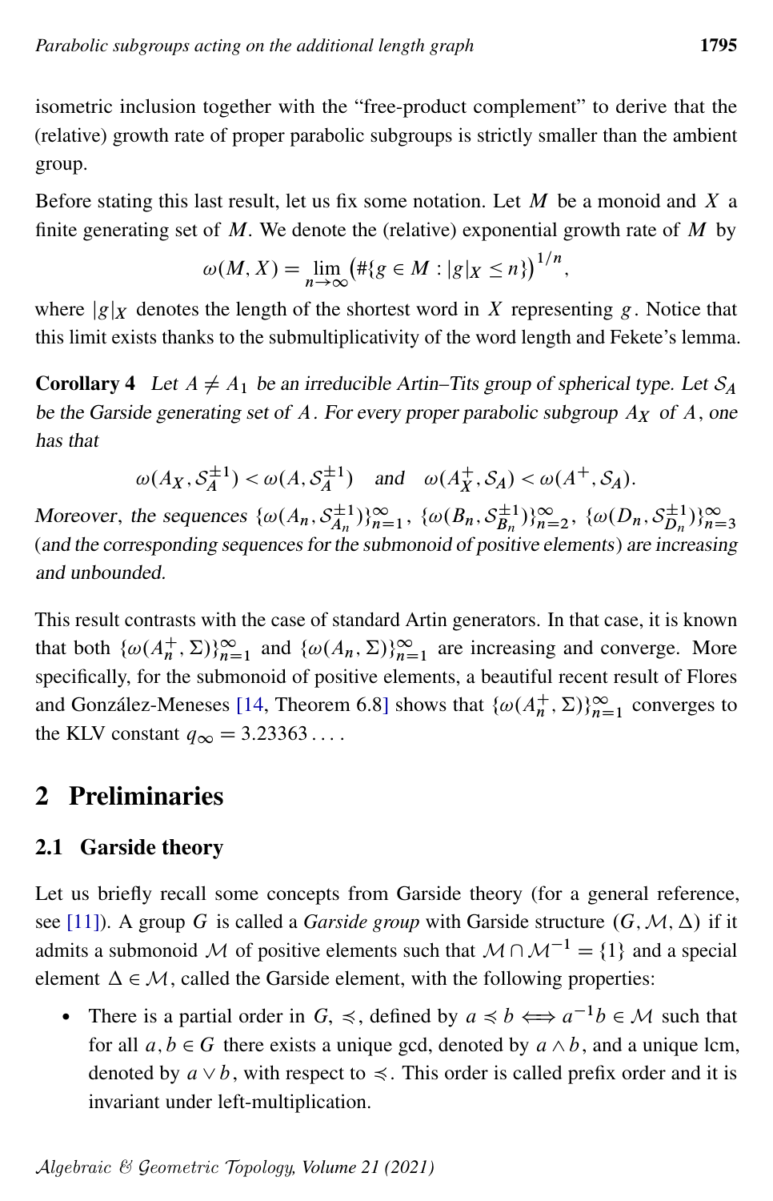isometric inclusion together with the "free-product complement" to derive that the (relative) growth rate of proper parabolic subgroups is strictly smaller than the ambient group.

Before stating this last result, let us fix some notation. Let $M$ be a monoid and $X$ a finite generating set of $M$. We denote the (relative) exponential growth rate of $M$ by

$$\omega(M, X) = \lim_{n\to\infty} \left(\#\{g \in M : |g|_X \leq n\}\right)^{1/n},$$

where $|g|_X$ denotes the length of the shortest word in $X$ representing $g$. Notice that this limit exists thanks to the submultiplicativity of the word length and Fekete's lemma.

**Corollary 4** *Let $A \neq A_1$ be an irreducible Artin–Tits group of spherical type. Let $\mathcal{S}_A$ be the Garside generating set of $A$. For every proper parabolic subgroup $A_X$ of $A$, one has that*

$$\omega(A_X, \mathcal{S}_A^{\pm 1}) < \omega(A, \mathcal{S}_A^{\pm 1}) \quad \text{and} \quad \omega(A_X^+, \mathcal{S}_A) < \omega(A^+, \mathcal{S}_A).$$

*Moreover, the sequences $\{\omega(A_n, \mathcal{S}_{A_n}^{\pm 1})\}_{n=1}^{\infty}$, $\{\omega(B_n, \mathcal{S}_{B_n}^{\pm 1})\}_{n=2}^{\infty}$, $\{\omega(D_n, \mathcal{S}_{D_n}^{\pm 1})\}_{n=3}^{\infty}$ (and the corresponding sequences for the submonoid of positive elements) are increasing and unbounded.*

This result contrasts with the case of standard Artin generators. In that case, it is known that both $\{\omega(A_n^+, \Sigma)\}_{n=1}^{\infty}$ and $\{\omega(A_n, \Sigma)\}_{n=1}^{\infty}$ are increasing and converge. More specifically, for the submonoid of positive elements, a beautiful recent result of Flores and González-Meneses [14, Theorem 6.8] shows that $\{\omega(A_n^+, \Sigma)\}_{n=1}^{\infty}$ converges to the KLV constant $q_\infty = 3.23363\ldots$.

## 2 Preliminaries

### 2.1 Garside theory

Let us briefly recall some concepts from Garside theory (for a general reference, see [11]). A group $G$ is called a *Garside group* with Garside structure $(G, \mathcal{M}, \Delta)$ if it admits a submonoid $\mathcal{M}$ of positive elements such that $\mathcal{M} \cap \mathcal{M}^{-1} = \{1\}$ and a special element $\Delta \in \mathcal{M}$, called the Garside element, with the following properties:

- There is a partial order in $G$, $\preccurlyeq$, defined by $a \preccurlyeq b \iff a^{-1}b \in \mathcal{M}$ such that for all $a, b \in G$ there exists a unique gcd, denoted by $a \wedge b$, and a unique lcm, denoted by $a \vee b$, with respect to $\preccurlyeq$. This order is called prefix order and it is invariant under left-multiplication.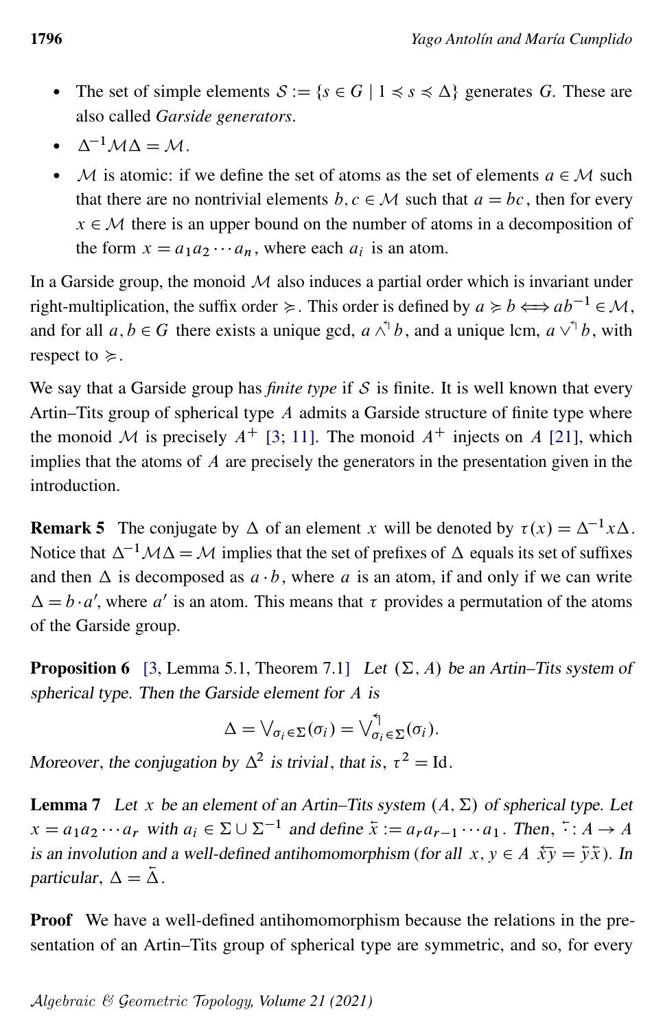- The set of simple elements $\mathcal{S} := \{s \in G \mid 1 \preccurlyeq s \preccurlyeq \Delta\}$ generates $G$. These are also called *Garside generators*.
- $\Delta^{-1}\mathcal{M}\Delta = \mathcal{M}$.
- $\mathcal{M}$ is atomic: if we define the set of atoms as the set of elements $a \in \mathcal{M}$ such that there are no nontrivial elements $b, c \in \mathcal{M}$ such that $a = bc$, then for every $x \in \mathcal{M}$ there is an upper bound on the number of atoms in a decomposition of the form $x = a_1 a_2 \cdots a_n$, where each $a_i$ is an atom.

In a Garside group, the monoid $\mathcal{M}$ also induces a partial order which is invariant under right-multiplication, the suffix order $\succcurlyeq$. This order is defined by $a \succcurlyeq b \iff ab^{-1} \in \mathcal{M}$, and for all $a, b \in G$ there exists a unique gcd, $a \wedge^{\!\!\!\lrcorner} b$, and a unique lcm, $a \vee^{\!\!\!\lrcorner} b$, with respect to $\succcurlyeq$.

We say that a Garside group has *finite type* if $\mathcal{S}$ is finite. It is well known that every Artin–Tits group of spherical type $A$ admits a Garside structure of finite type where the monoid $\mathcal{M}$ is precisely $A^+$ [3; 11]. The monoid $A^+$ injects on $A$ [21], which implies that the atoms of $A$ are precisely the generators in the presentation given in the introduction.

**Remark 5** The conjugate by $\Delta$ of an element $x$ will be denoted by $\tau(x) = \Delta^{-1} x \Delta$. Notice that $\Delta^{-1}\mathcal{M}\Delta = \mathcal{M}$ implies that the set of prefixes of $\Delta$ equals its set of suffixes and then $\Delta$ is decomposed as $a \cdot b$, where $a$ is an atom, if and only if we can write $\Delta = b \cdot a'$, where $a'$ is an atom. This means that $\tau$ provides a permutation of the atoms of the Garside group.

**Proposition 6** [3, Lemma 5.1, Theorem 7.1] *Let $(\Sigma, A)$ be an Artin–Tits system of spherical type. Then the Garside element for $A$ is*

$$\Delta = \bigvee_{\sigma_i \in \Sigma}(\sigma_i) = \bigvee^{\lrcorner}_{\sigma_i \in \Sigma}(\sigma_i).$$

*Moreover, the conjugation by $\Delta^2$ is trivial, that is, $\tau^2 = \mathrm{Id}$.*

**Lemma 7** *Let $x$ be an element of an Artin–Tits system $(A, \Sigma)$ of spherical type. Let $x = a_1 a_2 \cdots a_r$ with $a_i \in \Sigma \cup \Sigma^{-1}$ and define $\overleftarrow{x} := a_r a_{r-1} \cdots a_1$. Then, $\overleftarrow{\cdot} : A \to A$ is an involution and a well-defined antihomomorphism (for all $x, y \in A$ $\overleftarrow{xy} = \overleftarrow{y}\,\overleftarrow{x}$). In particular, $\Delta = \overleftarrow{\Delta}$.*

**Proof** We have a well-defined antihomomorphism because the relations in the presentation of an Artin–Tits group of spherical type are symmetric, and so, for every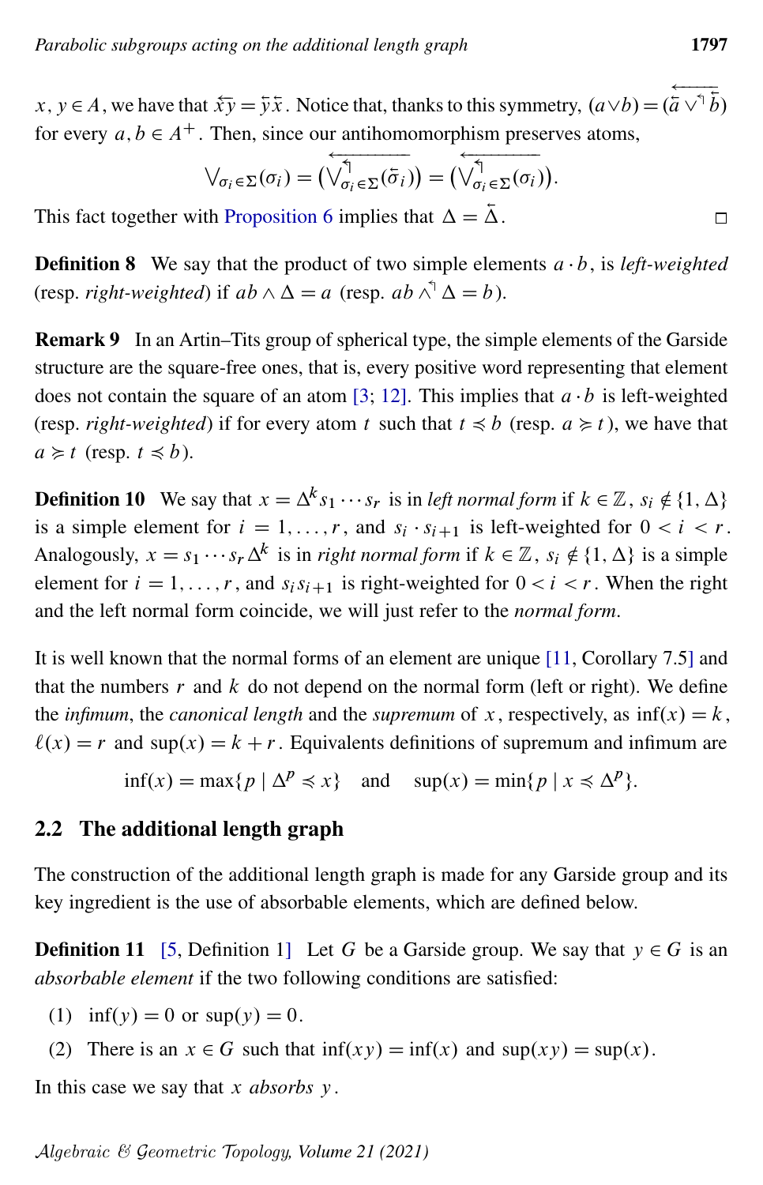$x, y \in A$, we have that $\overleftarrow{xy} = \overleftarrow{y}\,\overleftarrow{x}$. Notice that, thanks to this symmetry, $(a \vee b) = \overleftarrow{(\overleftarrow{a} \vee^{\Lsh} \overleftarrow{b})}$ for every $a, b \in A^+$. Then, since our antihomomorphism preserves atoms,

$$\bigvee_{\sigma_i \in \Sigma}(\sigma_i) = \overleftarrow{\left(\bigvee^{\Lsh}_{\sigma_i \in \Sigma}(\overleftarrow{\sigma}_i)\right)} = \overleftarrow{\left(\bigvee^{\Lsh}_{\sigma_i \in \Sigma}(\sigma_i)\right)}.$$

This fact together with Proposition 6 implies that $\Delta = \overleftarrow{\Delta}$. □

**Definition 8** We say that the product of two simple elements $a \cdot b$, is *left-weighted* (resp. *right-weighted*) if $ab \wedge \Delta = a$ (resp. $ab \wedge^{\Lsh} \Delta = b$).

**Remark 9** In an Artin–Tits group of spherical type, the simple elements of the Garside structure are the square-free ones, that is, every positive word representing that element does not contain the square of an atom [3; 12]. This implies that $a \cdot b$ is left-weighted (resp. *right-weighted*) if for every atom $t$ such that $t \preccurlyeq b$ (resp. $a \succcurlyeq t$), we have that $a \succcurlyeq t$ (resp. $t \preccurlyeq b$).

**Definition 10** We say that $x = \Delta^k s_1 \cdots s_r$ is in *left normal form* if $k \in \mathbb{Z}$, $s_i \notin \{1, \Delta\}$ is a simple element for $i = 1, \dots, r$, and $s_i \cdot s_{i+1}$ is left-weighted for $0 < i < r$. Analogously, $x = s_1 \cdots s_r \Delta^k$ is in *right normal form* if $k \in \mathbb{Z}$, $s_i \notin \{1, \Delta\}$ is a simple element for $i = 1, \dots, r$, and $s_i s_{i+1}$ is right-weighted for $0 < i < r$. When the right and the left normal form coincide, we will just refer to the *normal form*.

It is well known that the normal forms of an element are unique [11, Corollary 7.5] and that the numbers $r$ and $k$ do not depend on the normal form (left or right). We define the *infimum*, the *canonical length* and the *supremum* of $x$, respectively, as $\inf(x) = k$, $\ell(x) = r$ and $\sup(x) = k + r$. Equivalents definitions of supremum and infimum are

$$\inf(x) = \max\{p \mid \Delta^p \preccurlyeq x\} \quad \text{and} \quad \sup(x) = \min\{p \mid x \preccurlyeq \Delta^p\}.$$

## 2.2 The additional length graph

The construction of the additional length graph is made for any Garside group and its key ingredient is the use of absorbable elements, which are defined below.

**Definition 11** [5, Definition 1] Let $G$ be a Garside group. We say that $y \in G$ is an *absorbable element* if the two following conditions are satisfied:

(1) $\inf(y) = 0$ or $\sup(y) = 0$.

(2) There is an $x \in G$ such that $\inf(xy) = \inf(x)$ and $\sup(xy) = \sup(x)$.

In this case we say that $x$ *absorbs* $y$.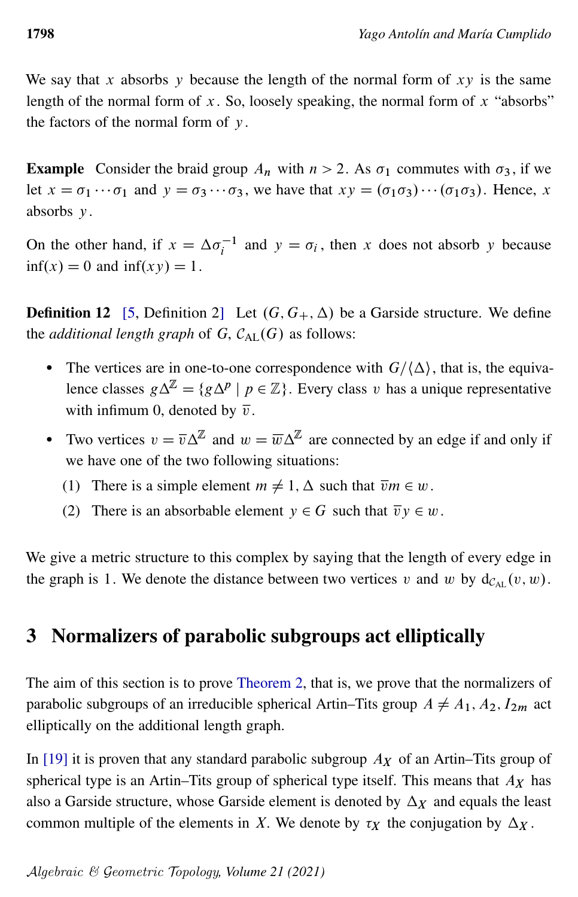We say that $x$ absorbs $y$ because the length of the normal form of $xy$ is the same length of the normal form of $x$. So, loosely speaking, the normal form of $x$ "absorbs" the factors of the normal form of $y$.

**Example** Consider the braid group $A_n$ with $n > 2$. As $\sigma_1$ commutes with $\sigma_3$, if we let $x = \sigma_1 \cdots \sigma_1$ and $y = \sigma_3 \cdots \sigma_3$, we have that $xy = (\sigma_1\sigma_3) \cdots (\sigma_1\sigma_3)$. Hence, $x$ absorbs $y$.

On the other hand, if $x = \Delta\sigma_i^{-1}$ and $y = \sigma_i$, then $x$ does not absorb $y$ because $\inf(x) = 0$ and $\inf(xy) = 1$.

**Definition 12** [5, Definition 2] Let $(G, G_+, \Delta)$ be a Garside structure. We define the *additional length graph* of $G$, $\mathcal{C}_{\mathrm{AL}}(G)$ as follows:

- The vertices are in one-to-one correspondence with $G/\langle\Delta\rangle$, that is, the equivalence classes $g\Delta^{\mathbb{Z}} = \{g\Delta^p \mid p \in \mathbb{Z}\}$. Every class $v$ has a unique representative with infimum 0, denoted by $\overline{v}$.
- Two vertices $v = \overline{v}\Delta^{\mathbb{Z}}$ and $w = \overline{w}\Delta^{\mathbb{Z}}$ are connected by an edge if and only if we have one of the two following situations:
  1. There is a simple element $m \neq 1, \Delta$ such that $\overline{v}m \in w$.
  2. There is an absorbable element $y \in G$ such that $\overline{v}y \in w$.

We give a metric structure to this complex by saying that the length of every edge in the graph is 1. We denote the distance between two vertices $v$ and $w$ by $\mathrm{d}_{\mathcal{C}_{\mathrm{AL}}}(v, w)$.

## 3 Normalizers of parabolic subgroups act elliptically

The aim of this section is to prove Theorem 2, that is, we prove that the normalizers of parabolic subgroups of an irreducible spherical Artin–Tits group $A \neq A_1, A_2, I_{2m}$ act elliptically on the additional length graph.

In [19] it is proven that any standard parabolic subgroup $A_X$ of an Artin–Tits group of spherical type is an Artin–Tits group of spherical type itself. This means that $A_X$ has also a Garside structure, whose Garside element is denoted by $\Delta_X$ and equals the least common multiple of the elements in $X$. We denote by $\tau_X$ the conjugation by $\Delta_X$.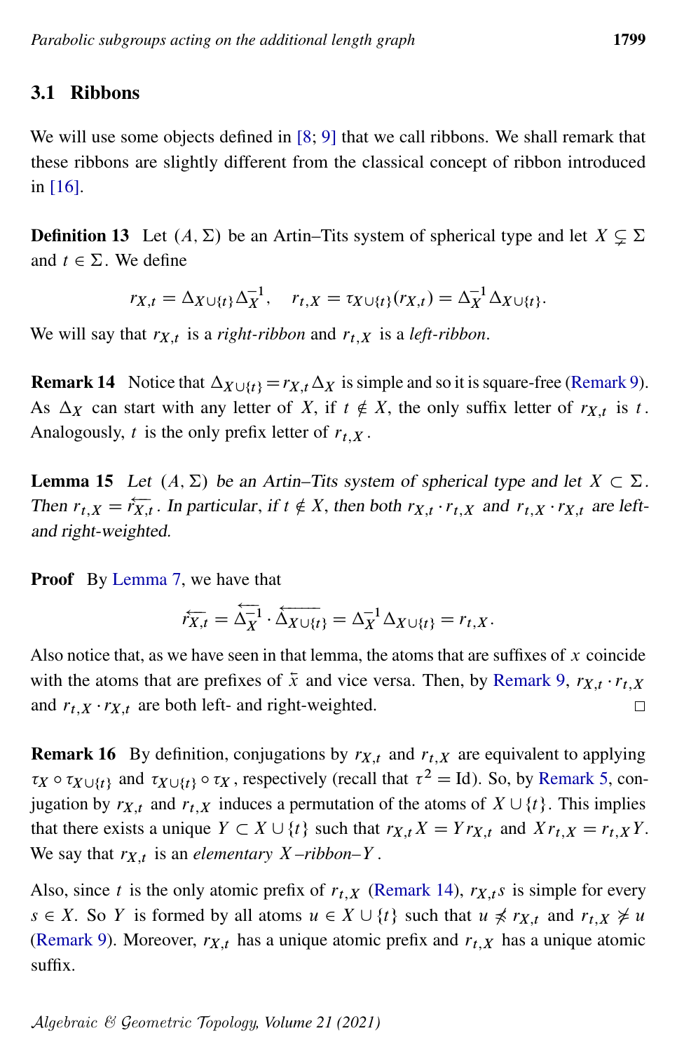## 3.1 Ribbons

We will use some objects defined in [8; 9] that we call ribbons. We shall remark that these ribbons are slightly different from the classical concept of ribbon introduced in [16].

**Definition 13** Let $(A, \Sigma)$ be an Artin–Tits system of spherical type and let $X \subsetneq \Sigma$ and $t \in \Sigma$. We define

$$r_{X,t} = \Delta_{X\cup\{t\}}\Delta_X^{-1}, \quad r_{t,X} = \tau_{X\cup\{t\}}(r_{X,t}) = \Delta_X^{-1}\Delta_{X\cup\{t\}}.$$

We will say that $r_{X,t}$ is a *right-ribbon* and $r_{t,X}$ is a *left-ribbon*.

**Remark 14** Notice that $\Delta_{X\cup\{t\}} = r_{X,t}\Delta_X$ is simple and so it is square-free (Remark 9). As $\Delta_X$ can start with any letter of $X$, if $t \notin X$, the only suffix letter of $r_{X,t}$ is $t$. Analogously, $t$ is the only prefix letter of $r_{t,X}$.

**Lemma 15** *Let $(A, \Sigma)$ be an Artin–Tits system of spherical type and let $X \subset \Sigma$. Then $r_{t,X} = \overleftarrow{r_{X,t}}$. In particular, if $t \notin X$, then both $r_{X,t} \cdot r_{t,X}$ and $r_{t,X} \cdot r_{X,t}$ are left- and right-weighted.*

**Proof** By Lemma 7, we have that

$$\overleftarrow{r_{X,t}} = \overleftarrow{\Delta_X^{-1}} \cdot \overleftarrow{\Delta_{X\cup\{t\}}} = \Delta_X^{-1}\Delta_{X\cup\{t\}} = r_{t,X}.$$

Also notice that, as we have seen in that lemma, the atoms that are suffixes of $x$ coincide with the atoms that are prefixes of $\overleftarrow{x}$ and vice versa. Then, by Remark 9, $r_{X,t} \cdot r_{t,X}$ and $r_{t,X} \cdot r_{X,t}$ are both left- and right-weighted. $\square$

**Remark 16** By definition, conjugations by $r_{X,t}$ and $r_{t,X}$ are equivalent to applying $\tau_X \circ \tau_{X\cup\{t\}}$ and $\tau_{X\cup\{t\}} \circ \tau_X$, respectively (recall that $\tau^2 = \mathrm{Id}$). So, by Remark 5, conjugation by $r_{X,t}$ and $r_{t,X}$ induces a permutation of the atoms of $X \cup \{t\}$. This implies that there exists a unique $Y \subset X \cup \{t\}$ such that $r_{X,t}X = Y r_{X,t}$ and $X r_{t,X} = r_{t,X} Y$. We say that $r_{X,t}$ is an *elementary $X$–ribbon–$Y$*.

Also, since $t$ is the only atomic prefix of $r_{t,X}$ (Remark 14), $r_{X,t}s$ is simple for every $s \in X$. So $Y$ is formed by all atoms $u \in X \cup \{t\}$ such that $u \not\preccurlyeq r_{X,t}$ and $r_{t,X} \not\succcurlyeq u$ (Remark 9). Moreover, $r_{X,t}$ has a unique atomic prefix and $r_{t,X}$ has a unique atomic suffix.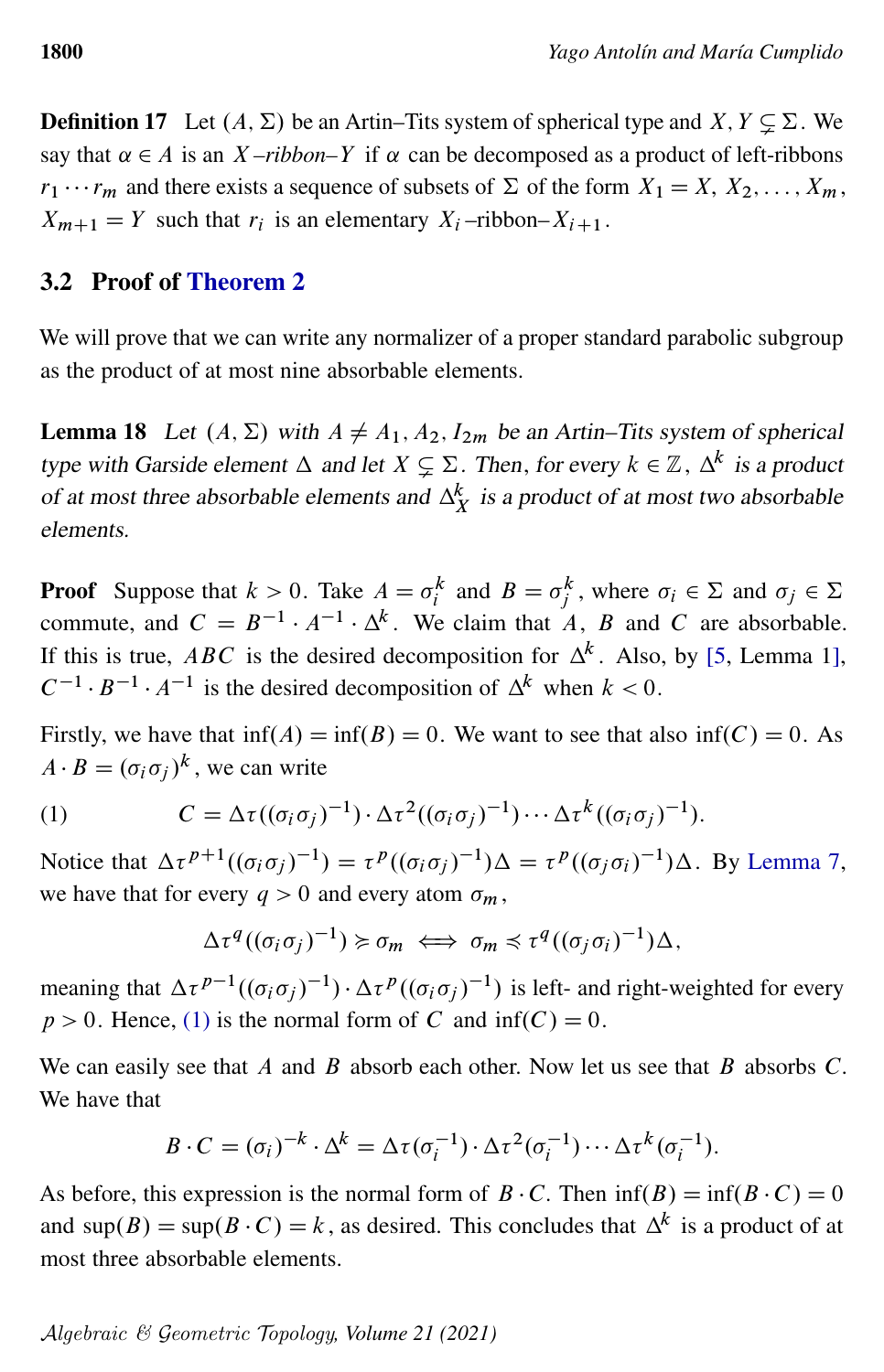**Definition 17** Let $(A, \Sigma)$ be an Artin–Tits system of spherical type and $X, Y \subsetneq \Sigma$. We say that $\alpha \in A$ is an *$X$–ribbon–$Y$* if $\alpha$ can be decomposed as a product of left-ribbons $r_1 \cdots r_m$ and there exists a sequence of subsets of $\Sigma$ of the form $X_1 = X$, $X_2, \dots, X_m$, $X_{m+1} = Y$ such that $r_i$ is an elementary $X_i$–ribbon–$X_{i+1}$.

## 3.2 Proof of Theorem 2

We will prove that we can write any normalizer of a proper standard parabolic subgroup as the product of at most nine absorbable elements.

**Lemma 18** *Let $(A, \Sigma)$ with $A \neq A_1, A_2, I_{2m}$ be an Artin–Tits system of spherical type with Garside element $\Delta$ and let $X \subsetneq \Sigma$. Then, for every $k \in \mathbb{Z}$, $\Delta^k$ is a product of at most three absorbable elements and $\Delta_X^k$ is a product of at most two absorbable elements.*

**Proof** Suppose that $k > 0$. Take $A = \sigma_i^k$ and $B = \sigma_j^k$, where $\sigma_i \in \Sigma$ and $\sigma_j \in \Sigma$ commute, and $C = B^{-1} \cdot A^{-1} \cdot \Delta^k$. We claim that $A$, $B$ and $C$ are absorbable. If this is true, $ABC$ is the desired decomposition for $\Delta^k$. Also, by [5, Lemma 1], $C^{-1} \cdot B^{-1} \cdot A^{-1}$ is the desired decomposition of $\Delta^k$ when $k < 0$.

Firstly, we have that $\inf(A) = \inf(B) = 0$. We want to see that also $\inf(C) = 0$. As $A \cdot B = (\sigma_i \sigma_j)^k$, we can write

$$C = \Delta\tau((\sigma_i\sigma_j)^{-1}) \cdot \Delta\tau^2((\sigma_i\sigma_j)^{-1}) \cdots \Delta\tau^k((\sigma_i\sigma_j)^{-1}). \tag{1}$$

Notice that $\Delta\tau^{p+1}((\sigma_i\sigma_j)^{-1}) = \tau^p((\sigma_i\sigma_j)^{-1})\Delta = \tau^p((\sigma_j\sigma_i)^{-1})\Delta$. By Lemma 7, we have that for every $q > 0$ and every atom $\sigma_m$,

$$\Delta\tau^q((\sigma_i\sigma_j)^{-1}) \succcurlyeq \sigma_m \iff \sigma_m \preccurlyeq \tau^q((\sigma_j\sigma_i)^{-1})\Delta,$$

meaning that $\Delta\tau^{p-1}((\sigma_i\sigma_j)^{-1}) \cdot \Delta\tau^p((\sigma_i\sigma_j)^{-1})$ is left- and right-weighted for every $p > 0$. Hence, (1) is the normal form of $C$ and $\inf(C) = 0$.

We can easily see that $A$ and $B$ absorb each other. Now let us see that $B$ absorbs $C$. We have that

$$B \cdot C = (\sigma_i)^{-k} \cdot \Delta^k = \Delta\tau(\sigma_i^{-1}) \cdot \Delta\tau^2(\sigma_i^{-1}) \cdots \Delta\tau^k(\sigma_i^{-1}).$$

As before, this expression is the normal form of $B \cdot C$. Then $\inf(B) = \inf(B \cdot C) = 0$ and $\sup(B) = \sup(B \cdot C) = k$, as desired. This concludes that $\Delta^k$ is a product of at most three absorbable elements.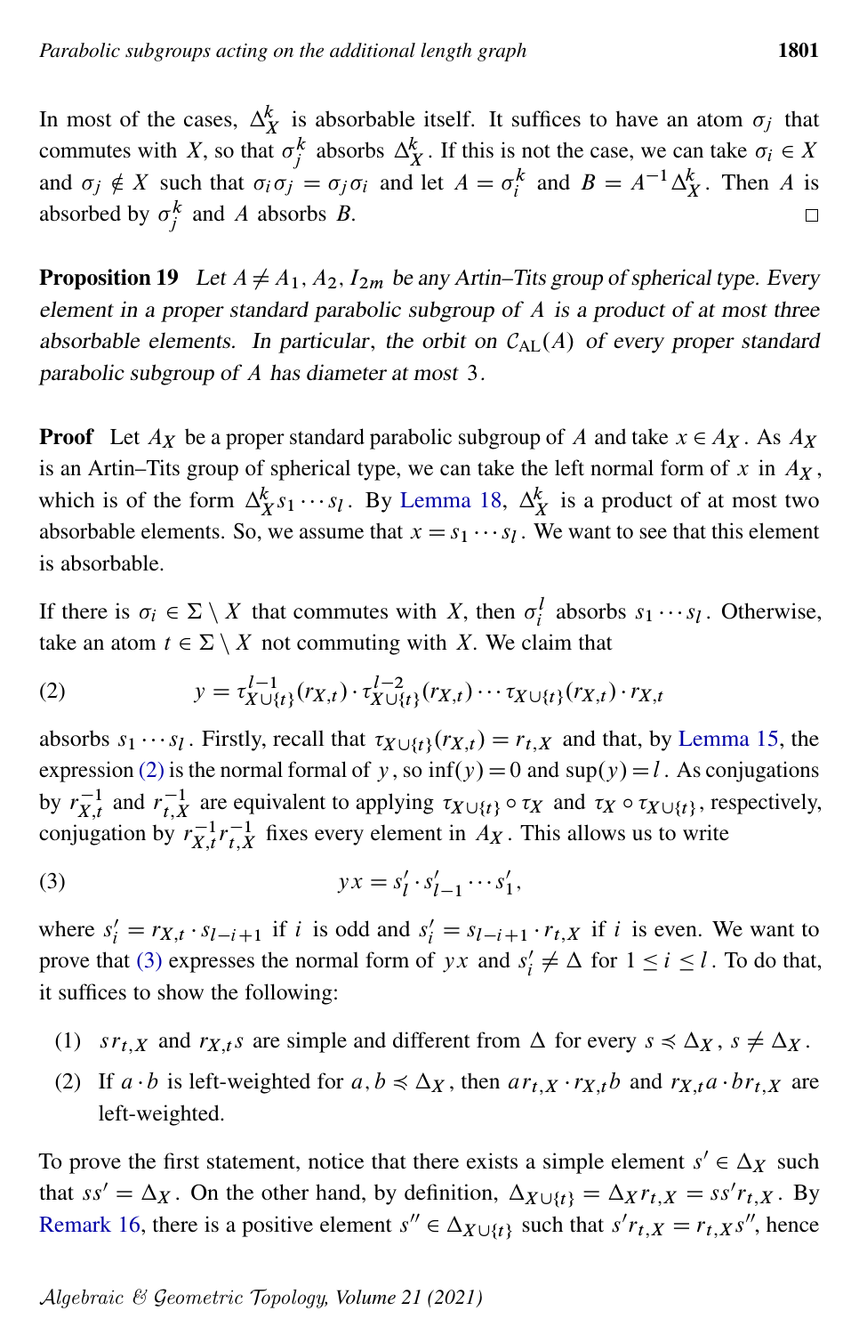In most of the cases, $\Delta_X^k$ is absorbable itself. It suffices to have an atom $\sigma_j$ that commutes with $X$, so that $\sigma_j^k$ absorbs $\Delta_X^k$. If this is not the case, we can take $\sigma_i \in X$ and $\sigma_j \notin X$ such that $\sigma_i\sigma_j = \sigma_j\sigma_i$ and let $A = \sigma_i^k$ and $B = A^{-1}\Delta_X^k$. Then $A$ is absorbed by $\sigma_j^k$ and $A$ absorbs $B$. □

**Proposition 19** *Let $A \neq A_1, A_2, I_{2m}$ be any Artin–Tits group of spherical type. Every element in a proper standard parabolic subgroup of $A$ is a product of at most three absorbable elements. In particular, the orbit on $\mathcal{C}_{\mathrm{AL}}(A)$ of every proper standard parabolic subgroup of $A$ has diameter at most 3.*

**Proof** Let $A_X$ be a proper standard parabolic subgroup of $A$ and take $x \in A_X$. As $A_X$ is an Artin–Tits group of spherical type, we can take the left normal form of $x$ in $A_X$, which is of the form $\Delta_X^k s_1 \cdots s_l$. By Lemma 18, $\Delta_X^k$ is a product of at most two absorbable elements. So, we assume that $x = s_1 \cdots s_l$. We want to see that this element is absorbable.

If there is $\sigma_i \in \Sigma \setminus X$ that commutes with $X$, then $\sigma_i^l$ absorbs $s_1 \cdots s_l$. Otherwise, take an atom $t \in \Sigma \setminus X$ not commuting with $X$. We claim that

$$y = \tau_{X\cup\{t\}}^{l-1}(r_{X,t}) \cdot \tau_{X\cup\{t\}}^{l-2}(r_{X,t}) \cdots \tau_{X\cup\{t\}}(r_{X,t}) \cdot r_{X,t} \tag{2}$$

absorbs $s_1 \cdots s_l$. Firstly, recall that $\tau_{X\cup\{t\}}(r_{X,t}) = r_{t,X}$ and that, by Lemma 15, the expression (2) is the normal formal of $y$, so $\inf(y) = 0$ and $\sup(y) = l$. As conjugations by $r_{X,t}^{-1}$ and $r_{t,X}^{-1}$ are equivalent to applying $\tau_{X\cup\{t\}} \circ \tau_X$ and $\tau_X \circ \tau_{X\cup\{t\}}$, respectively, conjugation by $r_{X,t}^{-1} r_{t,X}^{-1}$ fixes every element in $A_X$. This allows us to write

$$yx = s_l' \cdot s_{l-1}' \cdots s_1', \tag{3}$$

where $s_i' = r_{X,t} \cdot s_{l-i+1}$ if $i$ is odd and $s_i' = s_{l-i+1} \cdot r_{t,X}$ if $i$ is even. We want to prove that (3) expresses the normal form of $yx$ and $s_i' \neq \Delta$ for $1 \leq i \leq l$. To do that, it suffices to show the following:

1. $s r_{t,X}$ and $r_{X,t} s$ are simple and different from $\Delta$ for every $s \preccurlyeq \Delta_X$, $s \neq \Delta_X$.
2. If $a \cdot b$ is left-weighted for $a, b \preccurlyeq \Delta_X$, then $a r_{t,X} \cdot r_{X,t} b$ and $r_{X,t} a \cdot b r_{t,X}$ are left-weighted.

To prove the first statement, notice that there exists a simple element $s' \in \Delta_X$ such that $ss' = \Delta_X$. On the other hand, by definition, $\Delta_{X\cup\{t\}} = \Delta_X r_{t,X} = ss' r_{t,X}$. By Remark 16, there is a positive element $s'' \in \Delta_{X\cup\{t\}}$ such that $s' r_{t,X} = r_{t,X} s''$, hence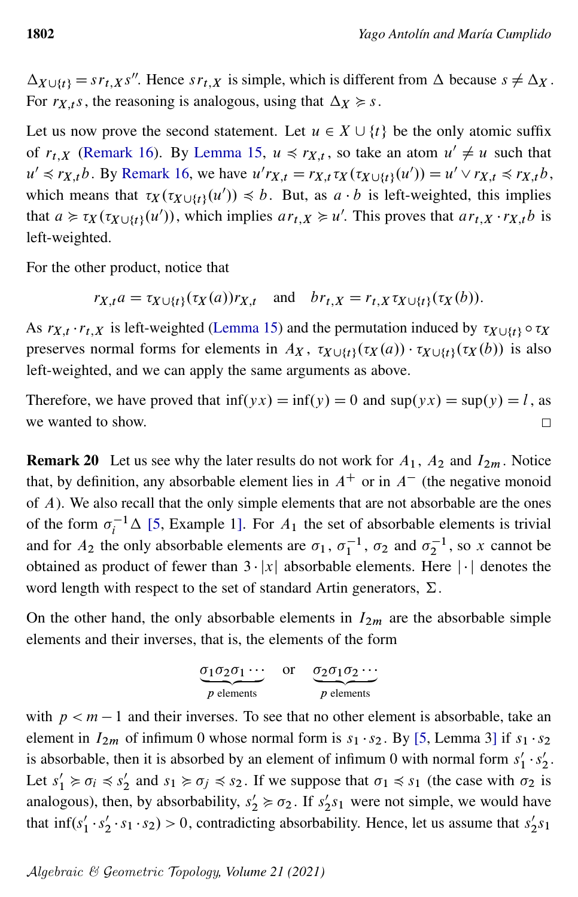$\Delta_{X\cup\{t\}} = s r_{t,X} s''$. Hence $s r_{t,X}$ is simple, which is different from $\Delta$ because $s \neq \Delta_X$. For $r_{X,t} s$, the reasoning is analogous, using that $\Delta_X \succcurlyeq s$.

Let us now prove the second statement. Let $u \in X \cup \{t\}$ be the only atomic suffix of $r_{t,X}$ (Remark 16). By Lemma 15, $u \preccurlyeq r_{X,t}$, so take an atom $u' \neq u$ such that $u' \preccurlyeq r_{X,t} b$. By Remark 16, we have $u' r_{X,t} = r_{X,t} \tau_X(\tau_{X\cup\{t\}}(u')) = u' \vee r_{X,t} \preccurlyeq r_{X,t} b$, which means that $\tau_X(\tau_{X\cup\{t\}}(u')) \preccurlyeq b$. But, as $a \cdot b$ is left-weighted, this implies that $a \succcurlyeq \tau_X(\tau_{X\cup\{t\}}(u'))$, which implies $a r_{t,X} \succcurlyeq u'$. This proves that $a r_{t,X} \cdot r_{X,t} b$ is left-weighted.

For the other product, notice that

$$r_{X,t} a = \tau_{X\cup\{t\}}(\tau_X(a)) r_{X,t} \quad \text{and} \quad b r_{t,X} = r_{t,X} \tau_{X\cup\{t\}}(\tau_X(b)).$$

As $r_{X,t} \cdot r_{t,X}$ is left-weighted (Lemma 15) and the permutation induced by $\tau_{X\cup\{t\}} \circ \tau_X$ preserves normal forms for elements in $A_X$, $\tau_{X\cup\{t\}}(\tau_X(a)) \cdot \tau_{X\cup\{t\}}(\tau_X(b))$ is also left-weighted, and we can apply the same arguments as above.

Therefore, we have proved that $\inf(yx) = \inf(y) = 0$ and $\sup(yx) = \sup(y) = l$, as we wanted to show. □

**Remark 20** Let us see why the later results do not work for $A_1$, $A_2$ and $I_{2m}$. Notice that, by definition, any absorbable element lies in $A^+$ or in $A^-$ (the negative monoid of $A$). We also recall that the only simple elements that are not absorbable are the ones of the form $\sigma_i^{-1}\Delta$ [5, Example 1]. For $A_1$ the set of absorbable elements is trivial and for $A_2$ the only absorbable elements are $\sigma_1$, $\sigma_1^{-1}$, $\sigma_2$ and $\sigma_2^{-1}$, so $x$ cannot be obtained as product of fewer than $3 \cdot |x|$ absorbable elements. Here $|\cdot|$ denotes the word length with respect to the set of standard Artin generators, $\Sigma$.

On the other hand, the only absorbable elements in $I_{2m}$ are the absorbable simple elements and their inverses, that is, the elements of the form

$$\underbrace{\sigma_1\sigma_2\sigma_1\cdots}_{p \text{ elements}} \quad \text{or} \quad \underbrace{\sigma_2\sigma_1\sigma_2\cdots}_{p \text{ elements}}$$

with $p < m-1$ and their inverses. To see that no other element is absorbable, take an element in $I_{2m}$ of infimum 0 whose normal form is $s_1 \cdot s_2$. By [5, Lemma 3] if $s_1 \cdot s_2$ is absorbable, then it is absorbed by an element of infimum 0 with normal form $s_1' \cdot s_2'$. Let $s_1' \succcurlyeq \sigma_i \preccurlyeq s_2'$ and $s_1 \succcurlyeq \sigma_j \preccurlyeq s_2$. If we suppose that $\sigma_1 \preccurlyeq s_1$ (the case with $\sigma_2$ is analogous), then, by absorbability, $s_2' \succcurlyeq \sigma_2$. If $s_2' s_1$ were not simple, we would have that $\inf(s_1' \cdot s_2' \cdot s_1 \cdot s_2) > 0$, contradicting absorbability. Hence, let us assume that $s_2' s_1$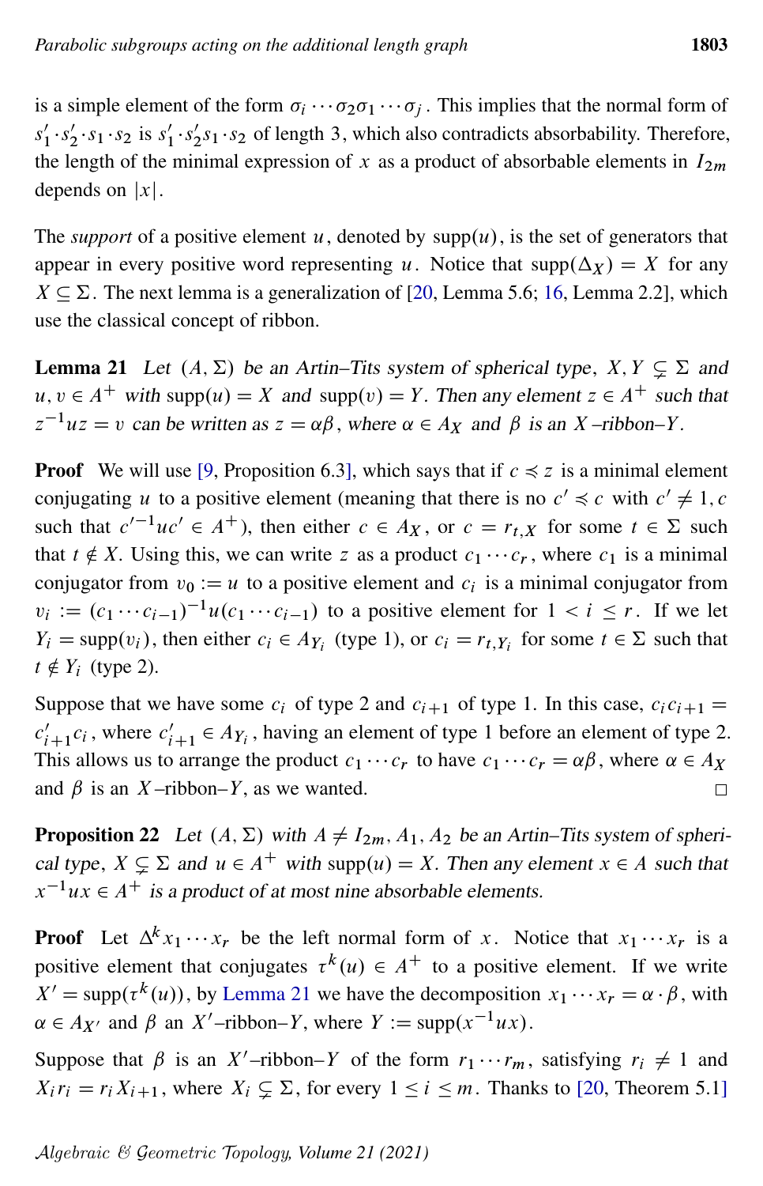is a simple element of the form $\sigma_i \cdots \sigma_2 \sigma_1 \cdots \sigma_j$. This implies that the normal form of $s_1' \cdot s_2' \cdot s_1 \cdot s_2$ is $s_1' \cdot s_2' s_1 \cdot s_2$ of length 3, which also contradicts absorbability. Therefore, the length of the minimal expression of $x$ as a product of absorbable elements in $I_{2m}$ depends on $|x|$.

The *support* of a positive element $u$, denoted by $\mathrm{supp}(u)$, is the set of generators that appear in every positive word representing $u$. Notice that $\mathrm{supp}(\Delta_X) = X$ for any $X \subseteq \Sigma$. The next lemma is a generalization of [20, Lemma 5.6; 16, Lemma 2.2], which use the classical concept of ribbon.

**Lemma 21** *Let $(A, \Sigma)$ be an Artin–Tits system of spherical type, $X, Y \subsetneq \Sigma$ and $u, v \in A^+$ with $\mathrm{supp}(u) = X$ and $\mathrm{supp}(v) = Y$. Then any element $z \in A^+$ such that $z^{-1}uz = v$ can be written as $z = \alpha\beta$, where $\alpha \in A_X$ and $\beta$ is an $X$–ribbon–$Y$.*

**Proof** We will use [9, Proposition 6.3], which says that if $c \preccurlyeq z$ is a minimal element conjugating $u$ to a positive element (meaning that there is no $c' \preccurlyeq c$ with $c' \neq 1, c$ such that $c'^{-1}uc' \in A^+$), then either $c \in A_X$, or $c = r_{t,X}$ for some $t \in \Sigma$ such that $t \notin X$. Using this, we can write $z$ as a product $c_1 \cdots c_r$, where $c_1$ is a minimal conjugator from $v_0 := u$ to a positive element and $c_i$ is a minimal conjugator from $v_i := (c_1 \cdots c_{i-1})^{-1} u (c_1 \cdots c_{i-1})$ to a positive element for $1 < i \leq r$. If we let $Y_i = \mathrm{supp}(v_i)$, then either $c_i \in A_{Y_i}$ (type 1), or $c_i = r_{t,Y_i}$ for some $t \in \Sigma$ such that $t \notin Y_i$ (type 2).

Suppose that we have some $c_i$ of type 2 and $c_{i+1}$ of type 1. In this case, $c_i c_{i+1} = c_{i+1}' c_i$, where $c_{i+1}' \in A_{Y_i}$, having an element of type 1 before an element of type 2. This allows us to arrange the product $c_1 \cdots c_r$ to have $c_1 \cdots c_r = \alpha\beta$, where $\alpha \in A_X$ and $\beta$ is an $X$–ribbon–$Y$, as we wanted. $\square$

**Proposition 22** *Let $(A, \Sigma)$ with $A \neq I_{2m}, A_1, A_2$ be an Artin–Tits system of spherical type, $X \subsetneq \Sigma$ and $u \in A^+$ with $\mathrm{supp}(u) = X$. Then any element $x \in A$ such that $x^{-1}ux \in A^+$ is a product of at most nine absorbable elements.*

**Proof** Let $\Delta^k x_1 \cdots x_r$ be the left normal form of $x$. Notice that $x_1 \cdots x_r$ is a positive element that conjugates $\tau^k(u) \in A^+$ to a positive element. If we write $X' = \mathrm{supp}(\tau^k(u))$, by Lemma 21 we have the decomposition $x_1 \cdots x_r = \alpha \cdot \beta$, with $\alpha \in A_{X'}$ and $\beta$ an $X'$–ribbon–$Y$, where $Y := \mathrm{supp}(x^{-1}ux)$.

Suppose that $\beta$ is an $X'$–ribbon–$Y$ of the form $r_1 \cdots r_m$, satisfying $r_i \neq 1$ and $X_i r_i = r_i X_{i+1}$, where $X_i \subsetneq \Sigma$, for every $1 \leq i \leq m$. Thanks to [20, Theorem 5.1]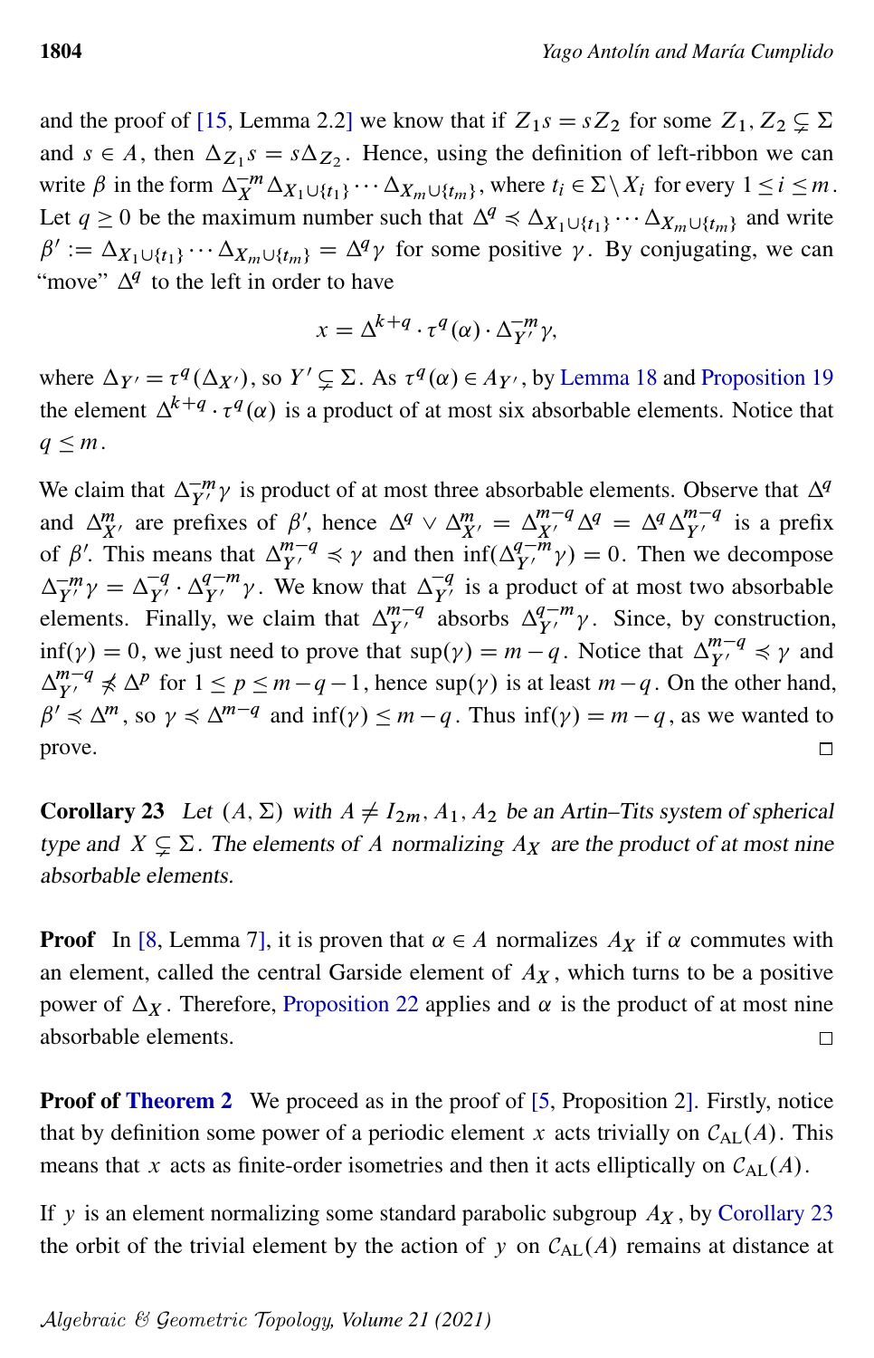and the proof of [15, Lemma 2.2] we know that if $Z_1 s = s Z_2$ for some $Z_1, Z_2 \subsetneq \Sigma$ and $s \in A$, then $\Delta_{Z_1} s = s \Delta_{Z_2}$. Hence, using the definition of left-ribbon we can write $\beta$ in the form $\Delta_X^{-m} \Delta_{X_1 \cup \{t_1\}} \cdots \Delta_{X_m \cup \{t_m\}}$, where $t_i \in \Sigma \setminus X_i$ for every $1 \le i \le m$. Let $q \ge 0$ be the maximum number such that $\Delta^q \preccurlyeq \Delta_{X_1 \cup \{t_1\}} \cdots \Delta_{X_m \cup \{t_m\}}$ and write $\beta' := \Delta_{X_1 \cup \{t_1\}} \cdots \Delta_{X_m \cup \{t_m\}} = \Delta^q \gamma$ for some positive $\gamma$. By conjugating, we can "move" $\Delta^q$ to the left in order to have

$$x = \Delta^{k+q} \cdot \tau^q(\alpha) \cdot \Delta_{Y'}^{-m} \gamma,$$

where $\Delta_{Y'} = \tau^q(\Delta_{X'})$, so $Y' \subsetneq \Sigma$. As $\tau^q(\alpha) \in A_{Y'}$, by Lemma 18 and Proposition 19 the element $\Delta^{k+q} \cdot \tau^q(\alpha)$ is a product of at most six absorbable elements. Notice that $q \le m$.

We claim that $\Delta_{Y'}^{-m} \gamma$ is product of at most three absorbable elements. Observe that $\Delta^q$ and $\Delta_{X'}^m$ are prefixes of $\beta'$, hence $\Delta^q \vee \Delta_{X'}^m = \Delta_{X'}^{m-q} \Delta^q = \Delta^q \Delta_{Y'}^{m-q}$ is a prefix of $\beta'$. This means that $\Delta_{Y'}^{m-q} \preccurlyeq \gamma$ and then $\inf(\Delta_{Y'}^{q-m} \gamma) = 0$. Then we decompose $\Delta_{Y'}^{-m} \gamma = \Delta_{Y'}^{-q} \cdot \Delta_{Y'}^{q-m} \gamma$. We know that $\Delta_{Y'}^{-q}$ is a product of at most two absorbable elements. Finally, we claim that $\Delta_{Y'}^{m-q}$ absorbs $\Delta_{Y'}^{q-m} \gamma$. Since, by construction, $\inf(\gamma) = 0$, we just need to prove that $\sup(\gamma) = m - q$. Notice that $\Delta_{Y'}^{m-q} \preccurlyeq \gamma$ and $\Delta_{Y'}^{m-q} \not\preccurlyeq \Delta^p$ for $1 \le p \le m - q - 1$, hence $\sup(\gamma)$ is at least $m - q$. On the other hand, $\beta' \preccurlyeq \Delta^m$, so $\gamma \preccurlyeq \Delta^{m-q}$ and $\inf(\gamma) \le m - q$. Thus $\inf(\gamma) = m - q$, as we wanted to prove. □

**Corollary 23** *Let $(A, \Sigma)$ with $A \ne I_{2m}, A_1, A_2$ be an Artin–Tits system of spherical type and $X \subsetneq \Sigma$. The elements of $A$ normalizing $A_X$ are the product of at most nine absorbable elements.*

**Proof** In [8, Lemma 7], it is proven that $\alpha \in A$ normalizes $A_X$ if $\alpha$ commutes with an element, called the central Garside element of $A_X$, which turns to be a positive power of $\Delta_X$. Therefore, Proposition 22 applies and $\alpha$ is the product of at most nine absorbable elements. □

**Proof of Theorem 2** We proceed as in the proof of [5, Proposition 2]. Firstly, notice that by definition some power of a periodic element $x$ acts trivially on $\mathcal{C}_{\mathrm{AL}}(A)$. This means that $x$ acts as finite-order isometries and then it acts elliptically on $\mathcal{C}_{\mathrm{AL}}(A)$.

If $y$ is an element normalizing some standard parabolic subgroup $A_X$, by Corollary 23 the orbit of the trivial element by the action of $y$ on $\mathcal{C}_{\mathrm{AL}}(A)$ remains at distance at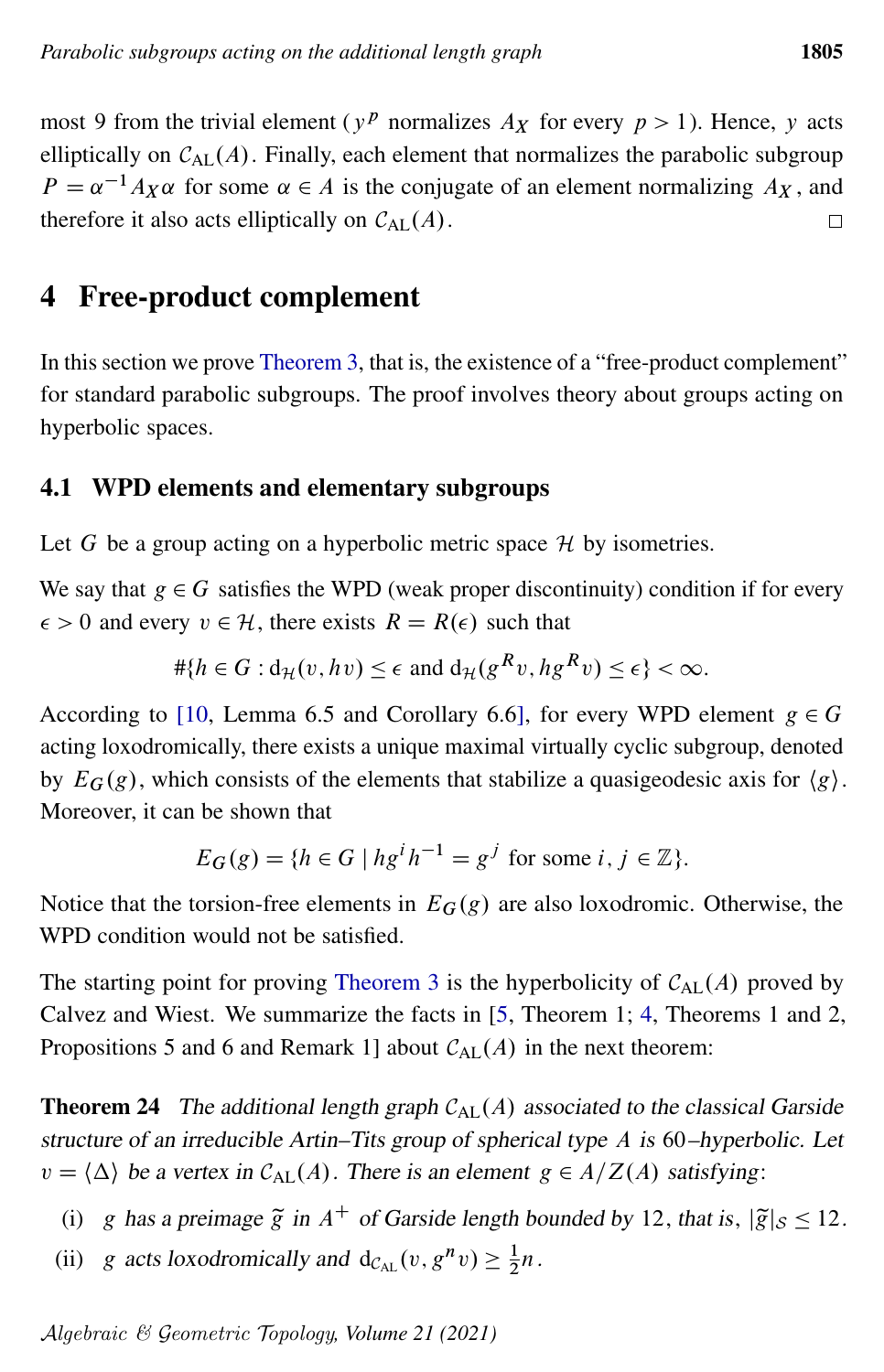most 9 from the trivial element ($y^p$ normalizes $A_X$ for every $p > 1$). Hence, $y$ acts elliptically on $\mathcal{C}_{\mathrm{AL}}(A)$. Finally, each element that normalizes the parabolic subgroup $P = \alpha^{-1} A_X \alpha$ for some $\alpha \in A$ is the conjugate of an element normalizing $A_X$, and therefore it also acts elliptically on $\mathcal{C}_{\mathrm{AL}}(A)$. □

# 4 Free-product complement

In this section we prove Theorem 3, that is, the existence of a "free-product complement" for standard parabolic subgroups. The proof involves theory about groups acting on hyperbolic spaces.

## 4.1 WPD elements and elementary subgroups

Let $G$ be a group acting on a hyperbolic metric space $\mathcal{H}$ by isometries.

We say that $g \in G$ satisfies the WPD (weak proper discontinuity) condition if for every $\epsilon > 0$ and every $v \in \mathcal{H}$, there exists $R = R(\epsilon)$ such that

$$\#\{h \in G : \mathrm{d}_{\mathcal{H}}(v, hv) \leq \epsilon \text{ and } \mathrm{d}_{\mathcal{H}}(g^R v, hg^R v) \leq \epsilon\} < \infty.$$

According to [10, Lemma 6.5 and Corollary 6.6], for every WPD element $g \in G$ acting loxodromically, there exists a unique maximal virtually cyclic subgroup, denoted by $E_G(g)$, which consists of the elements that stabilize a quasigeodesic axis for $\langle g \rangle$. Moreover, it can be shown that

$$E_G(g) = \{h \in G \mid hg^i h^{-1} = g^j \text{ for some } i, j \in \mathbb{Z}\}.$$

Notice that the torsion-free elements in $E_G(g)$ are also loxodromic. Otherwise, the WPD condition would not be satisfied.

The starting point for proving Theorem 3 is the hyperbolicity of $\mathcal{C}_{\mathrm{AL}}(A)$ proved by Calvez and Wiest. We summarize the facts in [5, Theorem 1; 4, Theorems 1 and 2, Propositions 5 and 6 and Remark 1] about $\mathcal{C}_{\mathrm{AL}}(A)$ in the next theorem:

**Theorem 24** *The additional length graph $\mathcal{C}_{\mathrm{AL}}(A)$ associated to the classical Garside structure of an irreducible Artin–Tits group of spherical type $A$ is 60–hyperbolic. Let $v = \langle \Delta \rangle$ be a vertex in $\mathcal{C}_{\mathrm{AL}}(A)$. There is an element $g \in A/Z(A)$ satisfying:*

(i) *$g$ has a preimage $\widetilde{g}$ in $A^+$ of Garside length bounded by 12, that is, $|\widetilde{g}|_S \leq 12$.*

(ii) *$g$ acts loxodromically and $\mathrm{d}_{\mathcal{C}_{\mathrm{AL}}}(v, g^n v) \geq \frac{1}{2} n$.*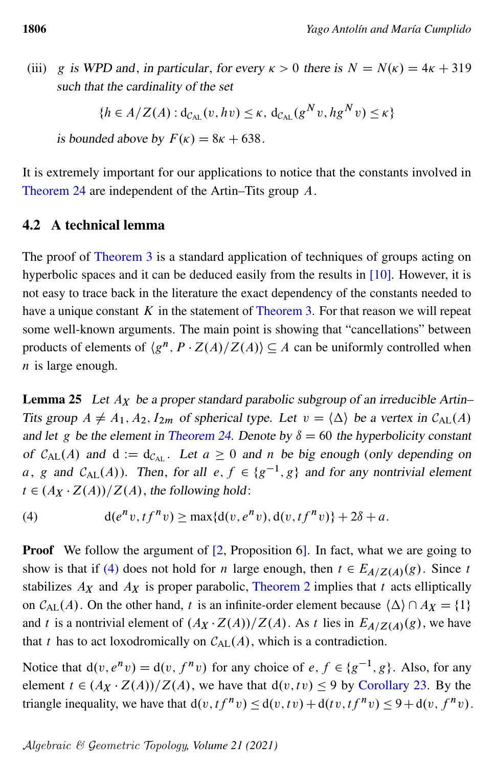(iii) *$g$ is WPD and, in particular, for every $\kappa > 0$ there is $N = N(\kappa) = 4\kappa + 319$ such that the cardinality of the set*

$$\{h \in A/Z(A) : \mathrm{d}_{\mathcal{C}_{\mathrm{AL}}}(v, hv) \le \kappa,\ \mathrm{d}_{\mathcal{C}_{\mathrm{AL}}}(g^N v, hg^N v) \le \kappa\}$$

*is bounded above by $F(\kappa) = 8\kappa + 638$.*

It is extremely important for our applications to notice that the constants involved in Theorem 24 are independent of the Artin–Tits group $A$.

## 4.2 A technical lemma

The proof of Theorem 3 is a standard application of techniques of groups acting on hyperbolic spaces and it can be deduced easily from the results in [10]. However, it is not easy to trace back in the literature the exact dependency of the constants needed to have a unique constant $K$ in the statement of Theorem 3. For that reason we will repeat some well-known arguments. The main point is showing that "cancellations" between products of elements of $\langle g^n, P \cdot Z(A)/Z(A)\rangle \subseteq A$ can be uniformly controlled when $n$ is large enough.

**Lemma 25** *Let $A_X$ be a proper standard parabolic subgroup of an irreducible Artin–Tits group $A \neq A_1, A_2, I_{2m}$ of spherical type. Let $v = \langle \Delta \rangle$ be a vertex in $\mathcal{C}_{\mathrm{AL}}(A)$ and let $g$ be the element in Theorem 24. Denote by $\delta = 60$ the hyperbolicity constant of $\mathcal{C}_{\mathrm{AL}}(A)$ and $\mathrm{d} := \mathrm{d}_{\mathcal{C}_{\mathrm{AL}}}$. Let $a \ge 0$ and $n$ be big enough (only depending on $a$, $g$ and $\mathcal{C}_{\mathrm{AL}}(A)$). Then, for all $e, f \in \{g^{-1}, g\}$ and for any nontrivial element $t \in (A_X \cdot Z(A))/Z(A)$, the following hold:*

$$\mathrm{d}(e^n v, tf^n v) \ge \max\{\mathrm{d}(v, e^n v), \mathrm{d}(v, tf^n v)\} + 2\delta + a. \tag{4}$$

**Proof** We follow the argument of [2, Proposition 6]. In fact, what we are going to show is that if (4) does not hold for $n$ large enough, then $t \in E_{A/Z(A)}(g)$. Since $t$ stabilizes $A_X$ and $A_X$ is proper parabolic, Theorem 2 implies that $t$ acts elliptically on $\mathcal{C}_{\mathrm{AL}}(A)$. On the other hand, $t$ is an infinite-order element because $\langle \Delta \rangle \cap A_X = \{1\}$ and $t$ is a nontrivial element of $(A_X \cdot Z(A))/Z(A)$. As $t$ lies in $E_{A/Z(A)}(g)$, we have that $t$ has to act loxodromically on $\mathcal{C}_{\mathrm{AL}}(A)$, which is a contradiction.

Notice that $\mathrm{d}(v, e^n v) = \mathrm{d}(v, f^n v)$ for any choice of $e, f \in \{g^{-1}, g\}$. Also, for any element $t \in (A_X \cdot Z(A))/Z(A)$, we have that $\mathrm{d}(v, tv) \le 9$ by Corollary 23. By the triangle inequality, we have that $\mathrm{d}(v, tf^n v) \le \mathrm{d}(v, tv) + \mathrm{d}(tv, tf^n v) \le 9 + \mathrm{d}(v, f^n v)$.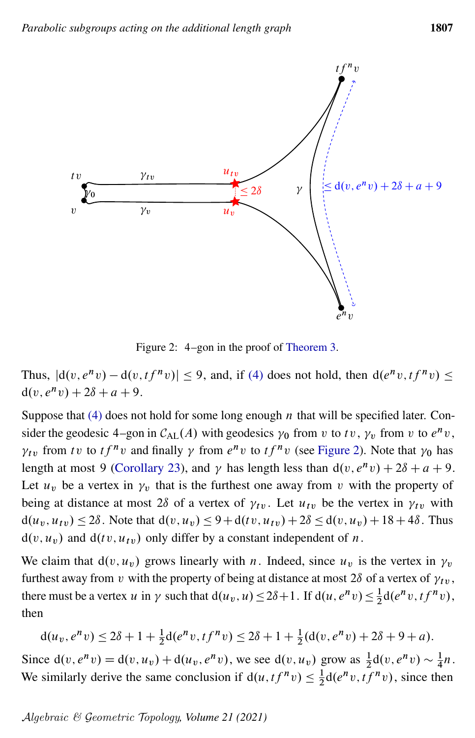Figure 2: 4–gon in the proof of Theorem 3.

Thus, $|\mathrm{d}(v, e^n v) - \mathrm{d}(v, tf^n v)| \le 9$, and, if (4) does not hold, then $\mathrm{d}(e^n v, tf^n v) \le \mathrm{d}(v, e^n v) + 2\delta + a + 9$.

Suppose that (4) does not hold for some long enough $n$ that will be specified later. Consider the geodesic 4–gon in $\mathcal{C}_{\mathrm{AL}}(A)$ with geodesics $\gamma_0$ from $v$ to $tv$, $\gamma_v$ from $v$ to $e^n v$, $\gamma_{tv}$ from $tv$ to $tf^n v$ and finally $\gamma$ from $e^n v$ to $tf^n v$ (see Figure 2). Note that $\gamma_0$ has length at most 9 (Corollary 23), and $\gamma$ has length less than $\mathrm{d}(v, e^n v) + 2\delta + a + 9$. Let $u_v$ be a vertex in $\gamma_v$ that is the furthest one away from $v$ with the property of being at distance at most $2\delta$ of a vertex of $\gamma_{tv}$. Let $u_{tv}$ be the vertex in $\gamma_{tv}$ with $\mathrm{d}(u_v, u_{tv}) \le 2\delta$. Note that $\mathrm{d}(v, u_v) \le 9 + \mathrm{d}(tv, u_{tv}) + 2\delta \le \mathrm{d}(v, u_v) + 18 + 4\delta$. Thus $\mathrm{d}(v, u_v)$ and $\mathrm{d}(tv, u_{tv})$ only differ by a constant independent of $n$.

We claim that $\mathrm{d}(v, u_v)$ grows linearly with $n$. Indeed, since $u_v$ is the vertex in $\gamma_v$ furthest away from $v$ with the property of being at distance at most $2\delta$ of a vertex of $\gamma_{tv}$, there must be a vertex $u$ in $\gamma$ such that $\mathrm{d}(u_v, u) \le 2\delta + 1$. If $\mathrm{d}(u, e^n v) \le \frac{1}{2}\mathrm{d}(e^n v, tf^n v)$, then

$$\mathrm{d}(u_v, e^n v) \le 2\delta + 1 + \tfrac{1}{2}\mathrm{d}(e^n v, tf^n v) \le 2\delta + 1 + \tfrac{1}{2}(\mathrm{d}(v, e^n v) + 2\delta + 9 + a).$$

Since $\mathrm{d}(v, e^n v) = \mathrm{d}(v, u_v) + \mathrm{d}(u_v, e^n v)$, we see $\mathrm{d}(v, u_v)$ grow as $\frac{1}{2}\mathrm{d}(v, e^n v) \sim \frac{1}{4}n$. We similarly derive the same conclusion if $\mathrm{d}(u, tf^n v) \le \frac{1}{2}\mathrm{d}(e^n v, tf^n v)$, since then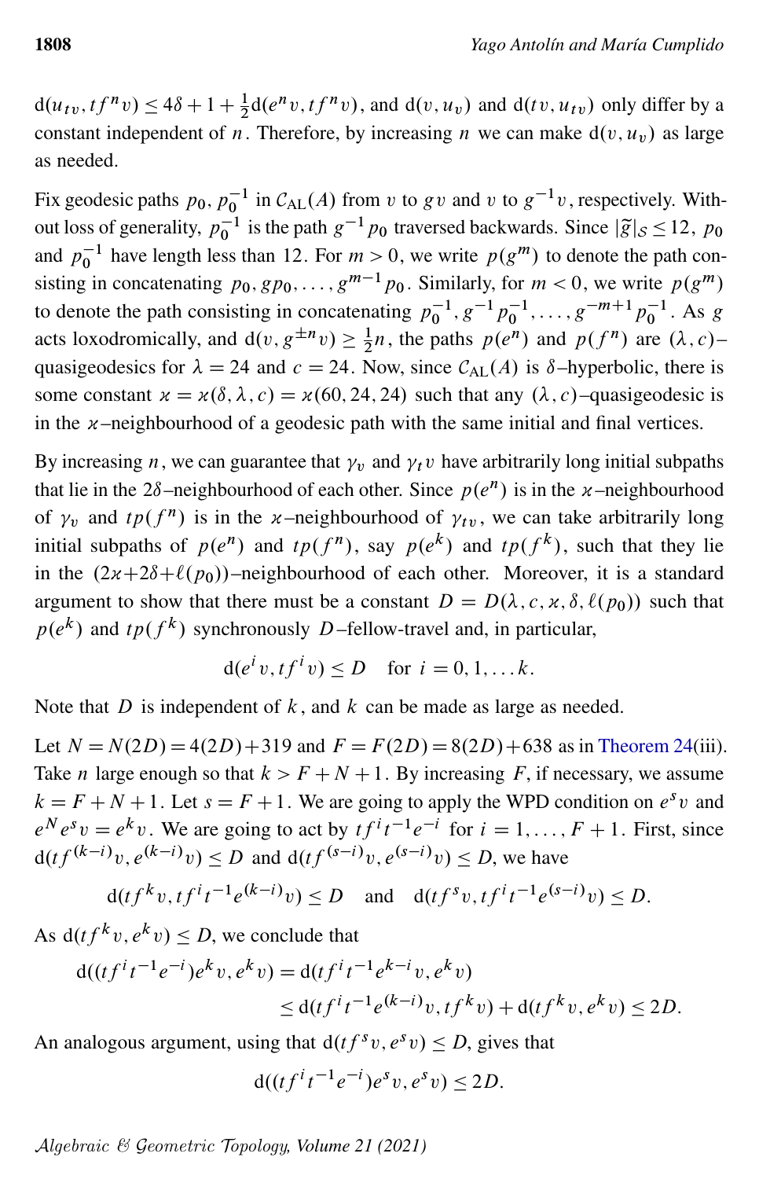$\mathrm{d}(u_{tv}, tf^n v) \leq 4\delta + 1 + \frac{1}{2}\mathrm{d}(e^n v, tf^n v)$, and $\mathrm{d}(v, u_v)$ and $\mathrm{d}(tv, u_{tv})$ only differ by a constant independent of $n$. Therefore, by increasing $n$ we can make $\mathrm{d}(v, u_v)$ as large as needed.

Fix geodesic paths $p_0, p_0^{-1}$ in $\mathcal{C}_{\mathrm{AL}}(A)$ from $v$ to $gv$ and $v$ to $g^{-1}v$, respectively. Without loss of generality, $p_0^{-1}$ is the path $g^{-1}p_0$ traversed backwards. Since $|\tilde{g}|_{\mathcal{S}} \leq 12$, $p_0$ and $p_0^{-1}$ have length less than 12. For $m > 0$, we write $p(g^m)$ to denote the path consisting in concatenating $p_0, gp_0, \ldots, g^{m-1}p_0$. Similarly, for $m < 0$, we write $p(g^m)$ to denote the path consisting in concatenating $p_0^{-1}, g^{-1}p_0^{-1}, \ldots, g^{-m+1}p_0^{-1}$. As $g$ acts loxodromically, and $\mathrm{d}(v, g^{\pm n}v) \geq \frac{1}{2}n$, the paths $p(e^n)$ and $p(f^n)$ are $(\lambda, c)$–quasigeodesics for $\lambda = 24$ and $c = 24$. Now, since $\mathcal{C}_{\mathrm{AL}}(A)$ is $\delta$–hyperbolic, there is some constant $\varkappa = \varkappa(\delta, \lambda, c) = \varkappa(60, 24, 24)$ such that any $(\lambda, c)$–quasigeodesic is in the $\varkappa$–neighbourhood of a geodesic path with the same initial and final vertices.

By increasing $n$, we can guarantee that $\gamma_v$ and $\gamma_t v$ have arbitrarily long initial subpaths that lie in the $2\delta$–neighbourhood of each other. Since $p(e^n)$ is in the $\varkappa$–neighbourhood of $\gamma_v$ and $tp(f^n)$ is in the $\varkappa$–neighbourhood of $\gamma_{tv}$, we can take arbitrarily long initial subpaths of $p(e^n)$ and $tp(f^n)$, say $p(e^k)$ and $tp(f^k)$, such that they lie in the $(2\varkappa + 2\delta + \ell(p_0))$–neighbourhood of each other. Moreover, it is a standard argument to show that there must be a constant $D = D(\lambda, c, \varkappa, \delta, \ell(p_0))$ such that $p(e^k)$ and $tp(f^k)$ synchronously $D$–fellow-travel and, in particular,

$$\mathrm{d}(e^i v, tf^i v) \leq D \quad \text{for } i = 0, 1, \ldots k.$$

Note that $D$ is independent of $k$, and $k$ can be made as large as needed.

Let $N = N(2D) = 4(2D) + 319$ and $F = F(2D) = 8(2D) + 638$ as in Theorem 24(iii). Take $n$ large enough so that $k > F + N + 1$. By increasing $F$, if necessary, we assume $k = F + N + 1$. Let $s = F + 1$. We are going to apply the WPD condition on $e^s v$ and $e^N e^s v = e^k v$. We are going to act by $tf^i t^{-1} e^{-i}$ for $i = 1, \ldots, F + 1$. First, since $\mathrm{d}(tf^{(k-i)}v, e^{(k-i)}v) \leq D$ and $\mathrm{d}(tf^{(s-i)}v, e^{(s-i)}v) \leq D$, we have

$$\mathrm{d}(tf^k v, tf^i t^{-1} e^{(k-i)} v) \leq D \quad \text{and} \quad \mathrm{d}(tf^s v, tf^i t^{-1} e^{(s-i)} v) \leq D.$$

As $\mathrm{d}(tf^k v, e^k v) \leq D$, we conclude that

$$\begin{aligned}
\mathrm{d}((tf^i t^{-1} e^{-i}) e^k v, e^k v) &= \mathrm{d}(tf^i t^{-1} e^{k-i} v, e^k v) \\
&\leq \mathrm{d}(tf^i t^{-1} e^{(k-i)} v, tf^k v) + \mathrm{d}(tf^k v, e^k v) \leq 2D.
\end{aligned}$$

An analogous argument, using that $\mathrm{d}(tf^s v, e^s v) \leq D$, gives that

$$\mathrm{d}((tf^i t^{-1} e^{-i}) e^s v, e^s v) \leq 2D.$$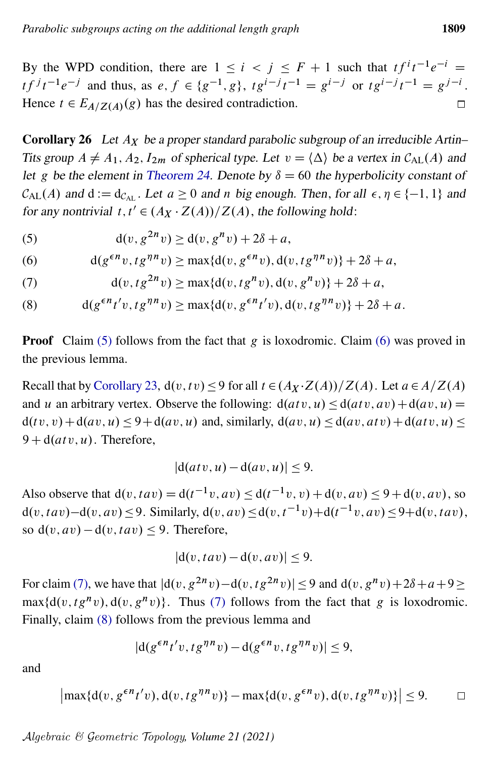By the WPD condition, there are $1 \le i < j \le F+1$ such that $tf^it^{-1}e^{-i} = tf^jt^{-1}e^{-j}$ and thus, as $e, f \in \{g^{-1}, g\}$, $tg^{i-j}t^{-1} = g^{i-j}$ or $tg^{i-j}t^{-1} = g^{j-i}$. Hence $t \in E_{A/Z(A)}(g)$ has the desired contradiction. □

**Corollary 26** *Let $A_X$ be a proper standard parabolic subgroup of an irreducible Artin–Tits group $A \neq A_1, A_2, I_{2m}$ of spherical type. Let $v = \langle \Delta \rangle$ be a vertex in $\mathcal{C}_{\mathrm{AL}}(A)$ and let $g$ be the element in Theorem 24. Denote by $\delta = 60$ the hyperbolicity constant of $\mathcal{C}_{\mathrm{AL}}(A)$ and $\mathrm{d} := \mathrm{d}_{\mathcal{C}_{\mathrm{AL}}}$. Let $a \ge 0$ and $n$ big enough. Then, for all $\epsilon, \eta \in \{-1, 1\}$ and for any nontrivial $t, t' \in (A_X \cdot Z(A))/Z(A)$, the following hold:*

$$\mathrm{d}(v, g^{2n}v) \ge \mathrm{d}(v, g^n v) + 2\delta + a, \tag{5}$$

$$\mathrm{d}(g^{\epsilon n}v, tg^{\eta n}v) \ge \max\{\mathrm{d}(v, g^{\epsilon n}v), \mathrm{d}(v, tg^{\eta n}v)\} + 2\delta + a, \tag{6}$$

$$\mathrm{d}(v, tg^{2n}v) \ge \max\{\mathrm{d}(v, tg^n v), \mathrm{d}(v, g^n v)\} + 2\delta + a, \tag{7}$$

$$\mathrm{d}(g^{\epsilon n}t'v, tg^{\eta n}v) \ge \max\{\mathrm{d}(v, g^{\epsilon n}t'v), \mathrm{d}(v, tg^{\eta n}v)\} + 2\delta + a. \tag{8}$$

**Proof** Claim (5) follows from the fact that $g$ is loxodromic. Claim (6) was proved in the previous lemma.

Recall that by Corollary 23, $\mathrm{d}(v, tv) \le 9$ for all $t \in (A_X \cdot Z(A))/Z(A)$. Let $a \in A/Z(A)$ and $u$ an arbitrary vertex. Observe the following: $\mathrm{d}(atv, u) \le \mathrm{d}(atv, av) + \mathrm{d}(av, u) = \mathrm{d}(tv, v) + \mathrm{d}(av, u) \le 9 + \mathrm{d}(av, u)$ and, similarly, $\mathrm{d}(av, u) \le \mathrm{d}(av, atv) + \mathrm{d}(atv, u) \le 9 + \mathrm{d}(atv, u)$. Therefore,

$$|\mathrm{d}(atv, u) - \mathrm{d}(av, u)| \le 9.$$

Also observe that $\mathrm{d}(v, tav) = \mathrm{d}(t^{-1}v, av) \le \mathrm{d}(t^{-1}v, v) + \mathrm{d}(v, av) \le 9 + \mathrm{d}(v, av)$, so $\mathrm{d}(v, tav) - \mathrm{d}(v, av) \le 9$. Similarly, $\mathrm{d}(v, av) \le \mathrm{d}(v, t^{-1}v) + \mathrm{d}(t^{-1}v, av) \le 9 + \mathrm{d}(v, tav)$, so $\mathrm{d}(v, av) - \mathrm{d}(v, tav) \le 9$. Therefore,

$$|\mathrm{d}(v, tav) - \mathrm{d}(v, av)| \le 9.$$

For claim (7), we have that $|\mathrm{d}(v, g^{2n}v) - \mathrm{d}(v, tg^{2n}v)| \le 9$ and $\mathrm{d}(v, g^n v) + 2\delta + a + 9 \ge \max\{\mathrm{d}(v, tg^n v), \mathrm{d}(v, g^n v)\}$. Thus (7) follows from the fact that $g$ is loxodromic. Finally, claim (8) follows from the previous lemma and

$$|\mathrm{d}(g^{\epsilon n}t'v, tg^{\eta n}v) - \mathrm{d}(g^{\epsilon n}v, tg^{\eta n}v)| \le 9,$$

and

$$\left|\max\{\mathrm{d}(v, g^{\epsilon n}t'v), \mathrm{d}(v, tg^{\eta n}v)\} - \max\{\mathrm{d}(v, g^{\epsilon n}v), \mathrm{d}(v, tg^{\eta n}v)\}\right| \le 9. \qquad \square$$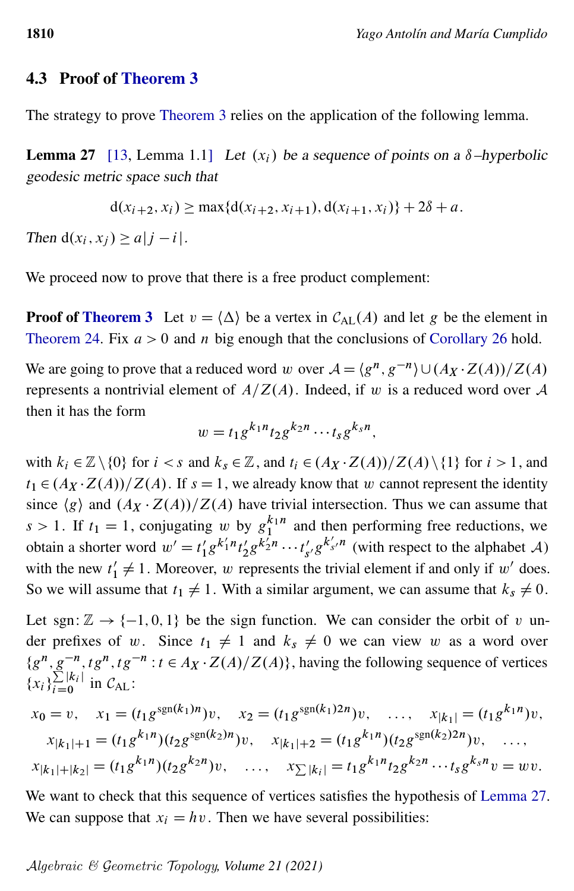### 4.3 Proof of Theorem 3

The strategy to prove Theorem 3 relies on the application of the following lemma.

**Lemma 27** [13, Lemma 1.1] *Let $(x_i)$ be a sequence of points on a $\delta$–hyperbolic geodesic metric space such that*

$$\mathrm{d}(x_{i+2}, x_i) \geq \max\{\mathrm{d}(x_{i+2}, x_{i+1}), \mathrm{d}(x_{i+1}, x_i)\} + 2\delta + a.$$

*Then $\mathrm{d}(x_i, x_j) \geq a|j-i|$.*

We proceed now to prove that there is a free product complement:

**Proof of Theorem 3** Let $v = \langle \Delta \rangle$ be a vertex in $\mathcal{C}_{\mathrm{AL}}(A)$ and let $g$ be the element in Theorem 24. Fix $a > 0$ and $n$ big enough that the conclusions of Corollary 26 hold.

We are going to prove that a reduced word $w$ over $\mathcal{A} = \langle g^n, g^{-n} \rangle \cup (A_X \cdot Z(A))/Z(A)$ represents a nontrivial element of $A/Z(A)$. Indeed, if $w$ is a reduced word over $\mathcal{A}$ then it has the form

$$w = t_1 g^{k_1 n} t_2 g^{k_2 n} \cdots t_s g^{k_s n},$$

with $k_i \in \mathbb{Z} \setminus \{0\}$ for $i < s$ and $k_s \in \mathbb{Z}$, and $t_i \in (A_X \cdot Z(A))/Z(A) \setminus \{1\}$ for $i > 1$, and $t_1 \in (A_X \cdot Z(A))/Z(A)$. If $s = 1$, we already know that $w$ cannot represent the identity since $\langle g \rangle$ and $(A_X \cdot Z(A))/Z(A)$ have trivial intersection. Thus we can assume that $s > 1$. If $t_1 = 1$, conjugating $w$ by $g_1^{k_1 n}$ and then performing free reductions, we obtain a shorter word $w' = t'_1 g^{k'_1 n} t'_2 g^{k'_2 n} \cdots t'_{s'} g^{k'_{s'} n}$ (with respect to the alphabet $\mathcal{A}$) with the new $t'_1 \neq 1$. Moreover, $w$ represents the trivial element if and only if $w'$ does. So we will assume that $t_1 \neq 1$. With a similar argument, we can assume that $k_s \neq 0$.

Let $\mathrm{sgn}\colon \mathbb{Z} \to \{-1, 0, 1\}$ be the sign function. We can consider the orbit of $v$ under prefixes of $w$. Since $t_1 \neq 1$ and $k_s \neq 0$ we can view $w$ as a word over $\{g^n, g^{-n}, tg^n, tg^{-n} : t \in A_X \cdot Z(A)/Z(A)\}$, having the following sequence of vertices $\{x_i\}_{i=0}^{\sum |k_i|}$ in $\mathcal{C}_{\mathrm{AL}}$:

$$x_0 = v, \quad x_1 = (t_1 g^{\mathrm{sgn}(k_1) n})v, \quad x_2 = (t_1 g^{\mathrm{sgn}(k_1) 2n})v, \quad \ldots, \quad x_{|k_1|} = (t_1 g^{k_1 n})v,$$
$$x_{|k_1|+1} = (t_1 g^{k_1 n})(t_2 g^{\mathrm{sgn}(k_2) n})v, \quad x_{|k_1|+2} = (t_1 g^{k_1 n})(t_2 g^{\mathrm{sgn}(k_2) 2n})v, \quad \ldots,$$
$$x_{|k_1|+|k_2|} = (t_1 g^{k_1 n})(t_2 g^{k_2 n})v, \quad \ldots, \quad x_{\sum |k_i|} = t_1 g^{k_1 n} t_2 g^{k_2 n} \cdots t_s g^{k_s n} v = wv.$$

We want to check that this sequence of vertices satisfies the hypothesis of Lemma 27. We can suppose that $x_i = hv$. Then we have several possibilities: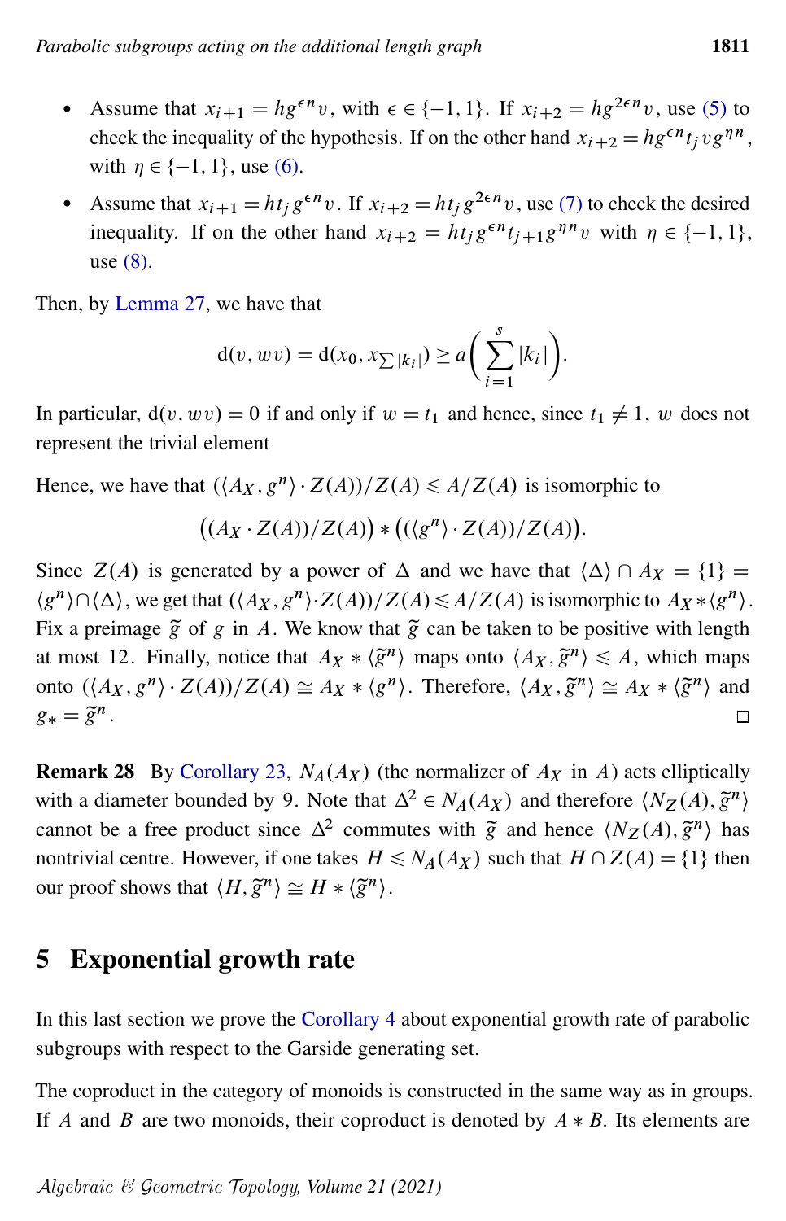- Assume that $x_{i+1} = hg^{\epsilon n}v$, with $\epsilon \in \{-1, 1\}$. If $x_{i+2} = hg^{2\epsilon n}v$, use (5) to check the inequality of the hypothesis. If on the other hand $x_{i+2} = hg^{\epsilon n}t_j v g^{\eta n}$, with $\eta \in \{-1, 1\}$, use (6).
- Assume that $x_{i+1} = ht_j g^{\epsilon n}v$. If $x_{i+2} = ht_j g^{2\epsilon n}v$, use (7) to check the desired inequality. If on the other hand $x_{i+2} = ht_j g^{\epsilon n}t_{j+1}g^{\eta n}v$ with $\eta \in \{-1, 1\}$, use (8).

Then, by Lemma 27, we have that

$$\mathrm{d}(v, wv) = \mathrm{d}(x_0, x_{\sum |k_i|}) \geq a\left(\sum_{i=1}^{s} |k_i|\right).$$

In particular, $\mathrm{d}(v, wv) = 0$ if and only if $w = t_1$ and hence, since $t_1 \neq 1$, $w$ does not represent the trivial element

Hence, we have that $(\langle A_X, g^n\rangle \cdot Z(A))/Z(A) \leqslant A/Z(A)$ is isomorphic to

$$\big((A_X \cdot Z(A))/Z(A)\big) * \big((\langle g^n\rangle \cdot Z(A))/Z(A)\big).$$

Since $Z(A)$ is generated by a power of $\Delta$ and we have that $\langle \Delta\rangle \cap A_X = \{1\} = \langle g^n\rangle \cap \langle \Delta\rangle$, we get that $(\langle A_X, g^n\rangle \cdot Z(A))/Z(A) \leqslant A/Z(A)$ is isomorphic to $A_X * \langle g^n\rangle$. Fix a preimage $\tilde{g}$ of $g$ in $A$. We know that $\tilde{g}$ can be taken to be positive with length at most 12. Finally, notice that $A_X * \langle \tilde{g}^n\rangle$ maps onto $\langle A_X, \tilde{g}^n\rangle \leqslant A$, which maps onto $(\langle A_X, g^n\rangle \cdot Z(A))/Z(A) \cong A_X * \langle g^n\rangle$. Therefore, $\langle A_X, \tilde{g}^n\rangle \cong A_X * \langle \tilde{g}^n\rangle$ and $g_* = \tilde{g}^n$. ☐

**Remark 28** By Corollary 23, $N_A(A_X)$ (the normalizer of $A_X$ in $A$) acts elliptically with a diameter bounded by 9. Note that $\Delta^2 \in N_A(A_X)$ and therefore $\langle N_Z(A), \tilde{g}^n\rangle$ cannot be a free product since $\Delta^2$ commutes with $\tilde{g}$ and hence $\langle N_Z(A), \tilde{g}^n\rangle$ has nontrivial centre. However, if one takes $H \leqslant N_A(A_X)$ such that $H \cap Z(A) = \{1\}$ then our proof shows that $\langle H, \tilde{g}^n\rangle \cong H * \langle \tilde{g}^n\rangle$.

## 5 Exponential growth rate

In this last section we prove the Corollary 4 about exponential growth rate of parabolic subgroups with respect to the Garside generating set.

The coproduct in the category of monoids is constructed in the same way as in groups. If $A$ and $B$ are two monoids, their coproduct is denoted by $A * B$. Its elements are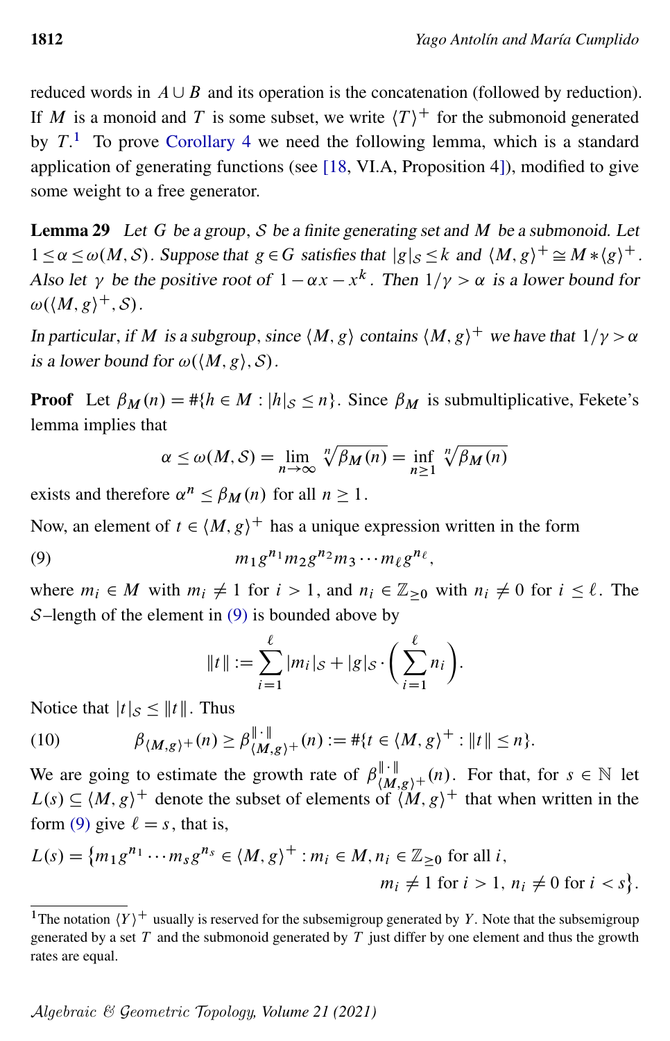reduced words in $A \cup B$ and its operation is the concatenation (followed by reduction). If $M$ is a monoid and $T$ is some subset, we write $\langle T\rangle^+$ for the submonoid generated by $T$.[1] To prove Corollary 4 we need the following lemma, which is a standard application of generating functions (see [18, VI.A, Proposition 4]), modified to give some weight to a free generator.

**Lemma 29** *Let $G$ be a group, $\mathcal{S}$ be a finite generating set and $M$ be a submonoid. Let $1 \le \alpha \le \omega(M,\mathcal{S})$. Suppose that $g \in G$ satisfies that $|g|_{\mathcal{S}} \le k$ and $\langle M, g\rangle^+ \cong M * \langle g\rangle^+$. Also let $\gamma$ be the positive root of $1-\alpha x - x^k$. Then $1/\gamma > \alpha$ is a lower bound for $\omega(\langle M,g\rangle^+,\mathcal{S})$.*

*In particular, if $M$ is a subgroup, since $\langle M, g\rangle$ contains $\langle M,g\rangle^+$ we have that $1/\gamma > \alpha$ is a lower bound for $\omega(\langle M,g\rangle,\mathcal{S})$.*

**Proof** Let $\beta_M(n) = \#\{h \in M : |h|_{\mathcal{S}} \le n\}$. Since $\beta_M$ is submultiplicative, Fekete's lemma implies that

$$\alpha \le \omega(M,\mathcal{S}) = \lim_{n\to\infty} \sqrt[n]{\beta_M(n)} = \inf_{n\ge 1} \sqrt[n]{\beta_M(n)}$$

exists and therefore $\alpha^n \le \beta_M(n)$ for all $n \ge 1$.

Now, an element of $t \in \langle M, g\rangle^+$ has a unique expression written in the form

$$m_1 g^{n_1} m_2 g^{n_2} m_3 \cdots m_\ell g^{n_\ell}, \tag{9}$$

where $m_i \in M$ with $m_i \ne 1$ for $i > 1$, and $n_i \in \mathbb{Z}_{\ge 0}$ with $n_i \ne 0$ for $i \le \ell$. The $\mathcal{S}$–length of the element in (9) is bounded above by

$$\|t\| := \sum_{i=1}^{\ell} |m_i|_{\mathcal{S}} + |g|_{\mathcal{S}} \cdot \left(\sum_{i=1}^{\ell} n_i\right).$$

Notice that $|t|_{\mathcal{S}} \le \|t\|$. Thus

$$\beta_{\langle M,g\rangle^+}(n) \ge \beta^{\|\cdot\|}_{\langle M,g\rangle^+}(n) := \#\{t \in \langle M,g\rangle^+ : \|t\| \le n\}. \tag{10}$$

We are going to estimate the growth rate of $\beta^{\|\cdot\|}_{\langle M,g\rangle^+}(n)$. For that, for $s \in \mathbb{N}$ let $L(s) \subseteq \langle M, g\rangle^+$ denote the subset of elements of $\langle M,g\rangle^+$ that when written in the form (9) give $\ell = s$, that is,

$$L(s) = \{m_1 g^{n_1} \cdots m_s g^{n_s} \in \langle M,g\rangle^+ : m_i \in M, n_i \in \mathbb{Z}_{\ge 0} \text{ for all } i, \\ m_i \ne 1 \text{ for } i > 1,\ n_i \ne 0 \text{ for } i < s\}.$$

[1] The notation $\langle Y\rangle^+$ usually is reserved for the subsemigroup generated by $Y$. Note that the subsemigroup generated by a set $T$ and the submonoid generated by $T$ just differ by one element and thus the growth rates are equal.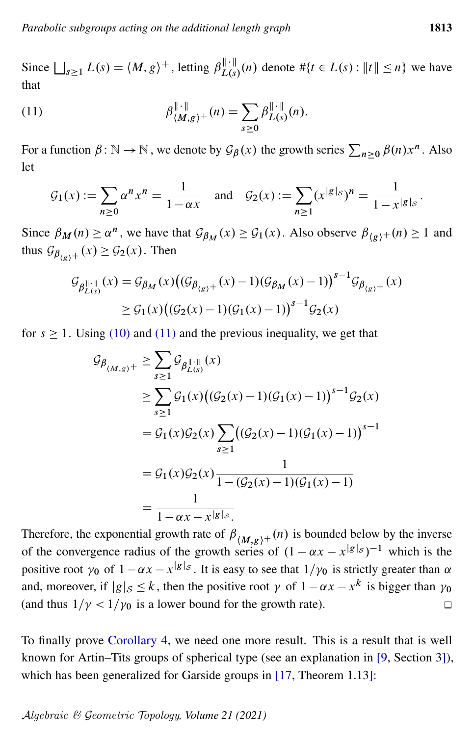Since $\bigsqcup_{s\geq 1} L(s) = \langle M, g\rangle^+$, letting $\beta^{\|\cdot\|}_{L(s)}(n)$ denote $\#\{t \in L(s) : \|t\| \leq n\}$ we have that

$$\beta^{\|\cdot\|}_{\langle M,g\rangle^+}(n) = \sum_{s\geq 0} \beta^{\|\cdot\|}_{L(s)}(n). \tag{11}$$

For a function $\beta\colon \mathbb{N} \to \mathbb{N}$, we denote by $\mathcal{G}_\beta(x)$ the growth series $\sum_{n\geq 0} \beta(n)x^n$. Also let

$$\mathcal{G}_1(x) := \sum_{n\geq 0} \alpha^n x^n = \frac{1}{1-\alpha x} \quad \text{and} \quad \mathcal{G}_2(x) := \sum_{n\geq 1} (x^{|g|_S})^n = \frac{1}{1-x^{|g|_S}}.$$

Since $\beta_M(n) \geq \alpha^n$, we have that $\mathcal{G}_{\beta_M}(x) \geq \mathcal{G}_1(x)$. Also observe $\beta_{\langle g\rangle^+}(n) \geq 1$ and thus $\mathcal{G}_{\beta_{\langle g\rangle^+}}(x) \geq \mathcal{G}_2(x)$. Then

$$\begin{aligned}
\mathcal{G}_{\beta^{\|\cdot\|}_{L(s)}}(x) &= \mathcal{G}_{\beta_M}(x)\big((\mathcal{G}_{\beta_{\langle g\rangle^+}}(x)-1)(\mathcal{G}_{\beta_M}(x)-1)\big)^{s-1}\mathcal{G}_{\beta_{\langle g\rangle^+}}(x)\\
&\geq \mathcal{G}_1(x)\big((\mathcal{G}_2(x)-1)(\mathcal{G}_1(x)-1)\big)^{s-1}\mathcal{G}_2(x)
\end{aligned}$$

for $s \geq 1$. Using (10) and (11) and the previous inequality, we get that

$$\begin{aligned}
\mathcal{G}_{\beta_{\langle M,g\rangle^+}} &\geq \sum_{s\geq 1} \mathcal{G}_{\beta^{\|\cdot\|}_{L(s)}}(x)\\
&\geq \sum_{s\geq 1} \mathcal{G}_1(x)\big((\mathcal{G}_2(x)-1)(\mathcal{G}_1(x)-1)\big)^{s-1}\mathcal{G}_2(x)\\
&= \mathcal{G}_1(x)\mathcal{G}_2(x)\sum_{s\geq 1}\big((\mathcal{G}_2(x)-1)(\mathcal{G}_1(x)-1)\big)^{s-1}\\
&= \mathcal{G}_1(x)\mathcal{G}_2(x)\frac{1}{1-(\mathcal{G}_2(x)-1)(\mathcal{G}_1(x)-1)}\\
&= \frac{1}{1-\alpha x - x^{|g|_S}}.
\end{aligned}$$

Therefore, the exponential growth rate of $\beta_{\langle M,g\rangle^+}(n)$ is bounded below by the inverse of the convergence radius of the growth series of $(1-\alpha x - x^{|g|_S})^{-1}$ which is the positive root $\gamma_0$ of $1-\alpha x - x^{|g|_S}$. It is easy to see that $1/\gamma_0$ is strictly greater than $\alpha$ and, moreover, if $|g|_S \leq k$, then the positive root $\gamma$ of $1-\alpha x - x^k$ is bigger than $\gamma_0$ (and thus $1/\gamma < 1/\gamma_0$ is a lower bound for the growth rate). □

To finally prove Corollary 4, we need one more result. This is a result that is well known for Artin–Tits groups of spherical type (see an explanation in [9, Section 3]), which has been generalized for Garside groups in [17, Theorem 1.13]: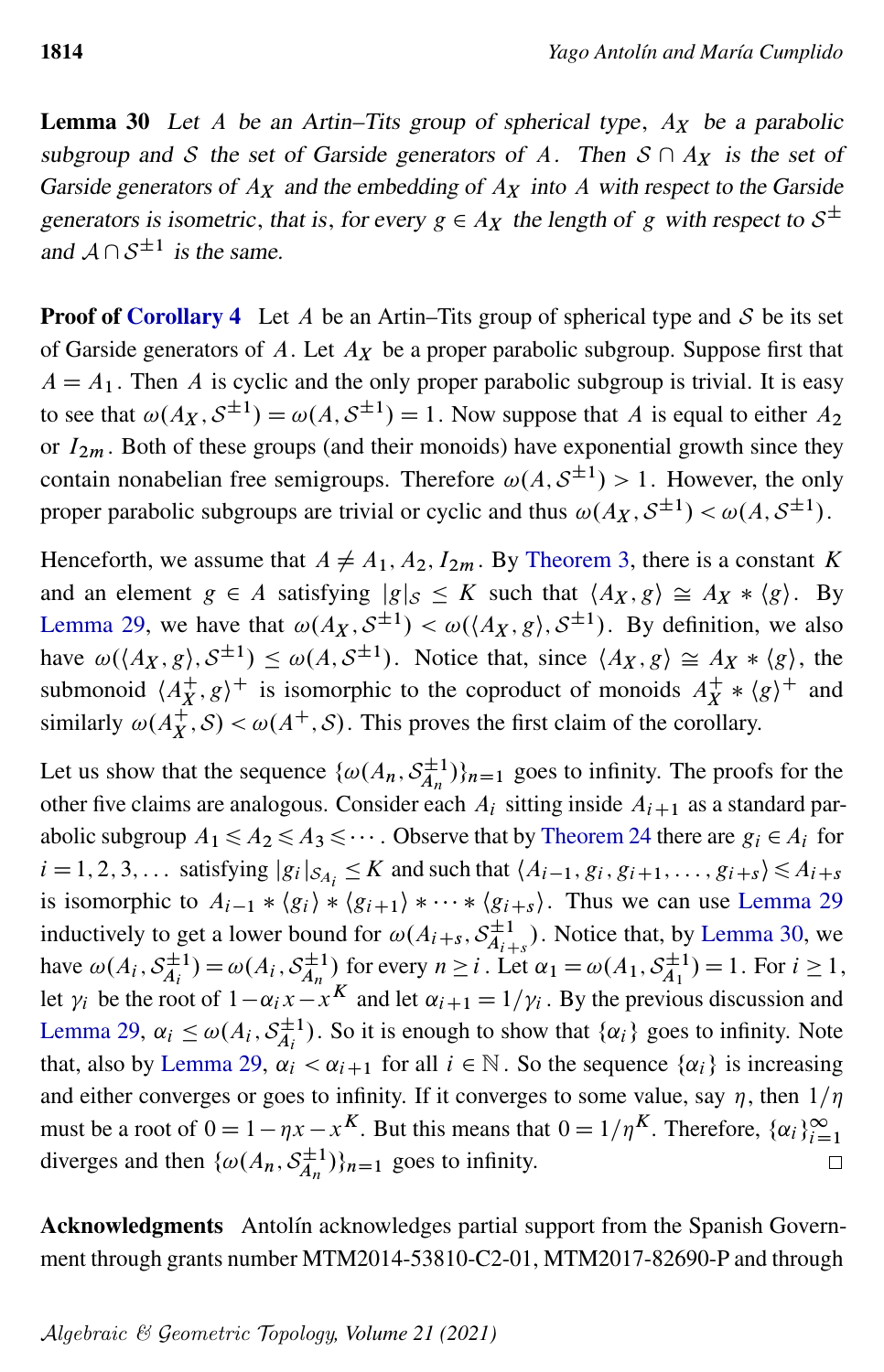**Lemma 30** *Let $A$ be an Artin–Tits group of spherical type, $A_X$ be a parabolic subgroup and $\mathcal{S}$ the set of Garside generators of $A$. Then $\mathcal{S} \cap A_X$ is the set of Garside generators of $A_X$ and the embedding of $A_X$ into $A$ with respect to the Garside generators is isometric, that is, for every $g \in A_X$ the length of $g$ with respect to $\mathcal{S}^{\pm}$ and $\mathcal{A} \cap \mathcal{S}^{\pm 1}$ is the same.*

**Proof of Corollary 4** Let $A$ be an Artin–Tits group of spherical type and $\mathcal{S}$ be its set of Garside generators of $A$. Let $A_X$ be a proper parabolic subgroup. Suppose first that $A = A_1$. Then $A$ is cyclic and the only proper parabolic subgroup is trivial. It is easy to see that $\omega(A_X, \mathcal{S}^{\pm 1}) = \omega(A, \mathcal{S}^{\pm 1}) = 1$. Now suppose that $A$ is equal to either $A_2$ or $I_{2m}$. Both of these groups (and their monoids) have exponential growth since they contain nonabelian free semigroups. Therefore $\omega(A, \mathcal{S}^{\pm 1}) > 1$. However, the only proper parabolic subgroups are trivial or cyclic and thus $\omega(A_X, \mathcal{S}^{\pm 1}) < \omega(A, \mathcal{S}^{\pm 1})$.

Henceforth, we assume that $A \neq A_1, A_2, I_{2m}$. By Theorem 3, there is a constant $K$ and an element $g \in A$ satisfying $|g|_{\mathcal{S}} \leq K$ such that $\langle A_X, g\rangle \cong A_X * \langle g\rangle$. By Lemma 29, we have that $\omega(A_X, \mathcal{S}^{\pm 1}) < \omega(\langle A_X, g\rangle, \mathcal{S}^{\pm 1})$. By definition, we also have $\omega(\langle A_X, g\rangle, \mathcal{S}^{\pm 1}) \leq \omega(A, \mathcal{S}^{\pm 1})$. Notice that, since $\langle A_X, g\rangle \cong A_X * \langle g\rangle$, the submonoid $\langle A_X^+, g\rangle^+$ is isomorphic to the coproduct of monoids $A_X^+ * \langle g\rangle^+$ and similarly $\omega(A_X^+, \mathcal{S}) < \omega(A^+, \mathcal{S})$. This proves the first claim of the corollary.

Let us show that the sequence $\{\omega(A_n, \mathcal{S}_{A_n}^{\pm 1})\}_{n=1}$ goes to infinity. The proofs for the other five claims are analogous. Consider each $A_i$ sitting inside $A_{i+1}$ as a standard parabolic subgroup $A_1 \leqslant A_2 \leqslant A_3 \leqslant \cdots$. Observe that by Theorem 24 there are $g_i \in A_i$ for $i = 1, 2, 3, \ldots$ satisfying $|g_i|_{\mathcal{S}_{A_i}} \leq K$ and such that $\langle A_{i-1}, g_i, g_{i+1}, \ldots, g_{i+s}\rangle \leqslant A_{i+s}$ is isomorphic to $A_{i-1} * \langle g_i\rangle * \langle g_{i+1}\rangle * \cdots * \langle g_{i+s}\rangle$. Thus we can use Lemma 29 inductively to get a lower bound for $\omega(A_{i+s}, \mathcal{S}_{A_{i+s}}^{\pm 1})$. Notice that, by Lemma 30, we have $\omega(A_i, \mathcal{S}_{A_i}^{\pm 1}) = \omega(A_i, \mathcal{S}_{A_n}^{\pm 1})$ for every $n \geq i$. Let $\alpha_1 = \omega(A_1, \mathcal{S}_{A_1}^{\pm 1}) = 1$. For $i \geq 1$, let $\gamma_i$ be the root of $1 - \alpha_i x - x^K$ and let $\alpha_{i+1} = 1/\gamma_i$. By the previous discussion and Lemma 29, $\alpha_i \leq \omega(A_i, \mathcal{S}_{A_i}^{\pm 1})$. So it is enough to show that $\{\alpha_i\}$ goes to infinity. Note that, also by Lemma 29, $\alpha_i < \alpha_{i+1}$ for all $i \in \mathbb{N}$. So the sequence $\{\alpha_i\}$ is increasing and either converges or goes to infinity. If it converges to some value, say $\eta$, then $1/\eta$ must be a root of $0 = 1 - \eta x - x^K$. But this means that $0 = 1/\eta^K$. Therefore, $\{\alpha_i\}_{i=1}^{\infty}$ diverges and then $\{\omega(A_n, \mathcal{S}_{A_n}^{\pm 1})\}_{n=1}$ goes to infinity. □

**Acknowledgments** Antolín acknowledges partial support from the Spanish Government through grants number MTM2014-53810-C2-01, MTM2017-82690-P and through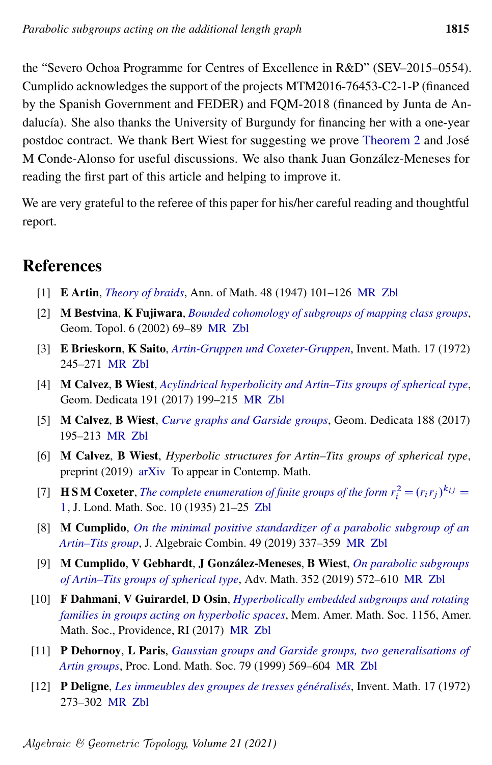the "Severo Ochoa Programme for Centres of Excellence in R&D" (SEV–2015–0554). Cumplido acknowledges the support of the projects MTM2016-76453-C2-1-P (financed by the Spanish Government and FEDER) and FQM-2018 (financed by Junta de Andalucía). She also thanks the University of Burgundy for financing her with a one-year postdoc contract. We thank Bert Wiest for suggesting we prove Theorem 2 and José M Conde-Alonso for useful discussions. We also thank Juan González-Meneses for reading the first part of this article and helping to improve it.

We are very grateful to the referee of this paper for his/her careful reading and thoughtful report.

## References

[1] **E Artin**, *Theory of braids*, Ann. of Math. 48 (1947) 101–126 MR Zbl

[2] **M Bestvina**, **K Fujiwara**, *Bounded cohomology of subgroups of mapping class groups*, Geom. Topol. 6 (2002) 69–89 MR Zbl

[3] **E Brieskorn**, **K Saito**, *Artin-Gruppen und Coxeter-Gruppen*, Invent. Math. 17 (1972) 245–271 MR Zbl

[4] **M Calvez**, **B Wiest**, *Acylindrical hyperbolicity and Artin–Tits groups of spherical type*, Geom. Dedicata 191 (2017) 199–215 MR Zbl

[5] **M Calvez**, **B Wiest**, *Curve graphs and Garside groups*, Geom. Dedicata 188 (2017) 195–213 MR Zbl

[6] **M Calvez**, **B Wiest**, *Hyperbolic structures for Artin–Tits groups of spherical type*, preprint (2019) arXiv To appear in Contemp. Math.

[7] **H S M Coxeter**, *The complete enumeration of finite groups of the form $r_i^2 = (r_i r_j)^{k_{ij}} = 1$*, J. Lond. Math. Soc. 10 (1935) 21–25 Zbl

[8] **M Cumplido**, *On the minimal positive standardizer of a parabolic subgroup of an Artin–Tits group*, J. Algebraic Combin. 49 (2019) 337–359 MR Zbl

[9] **M Cumplido**, **V Gebhardt**, **J González-Meneses**, **B Wiest**, *On parabolic subgroups of Artin–Tits groups of spherical type*, Adv. Math. 352 (2019) 572–610 MR Zbl

[10] **F Dahmani**, **V Guirardel**, **D Osin**, *Hyperbolically embedded subgroups and rotating families in groups acting on hyperbolic spaces*, Mem. Amer. Math. Soc. 1156, Amer. Math. Soc., Providence, RI (2017) MR Zbl

[11] **P Dehornoy**, **L Paris**, *Gaussian groups and Garside groups, two generalisations of Artin groups*, Proc. Lond. Math. Soc. 79 (1999) 569–604 MR Zbl

[12] **P Deligne**, *Les immeubles des groupes de tresses généralisés*, Invent. Math. 17 (1972) 273–302 MR Zbl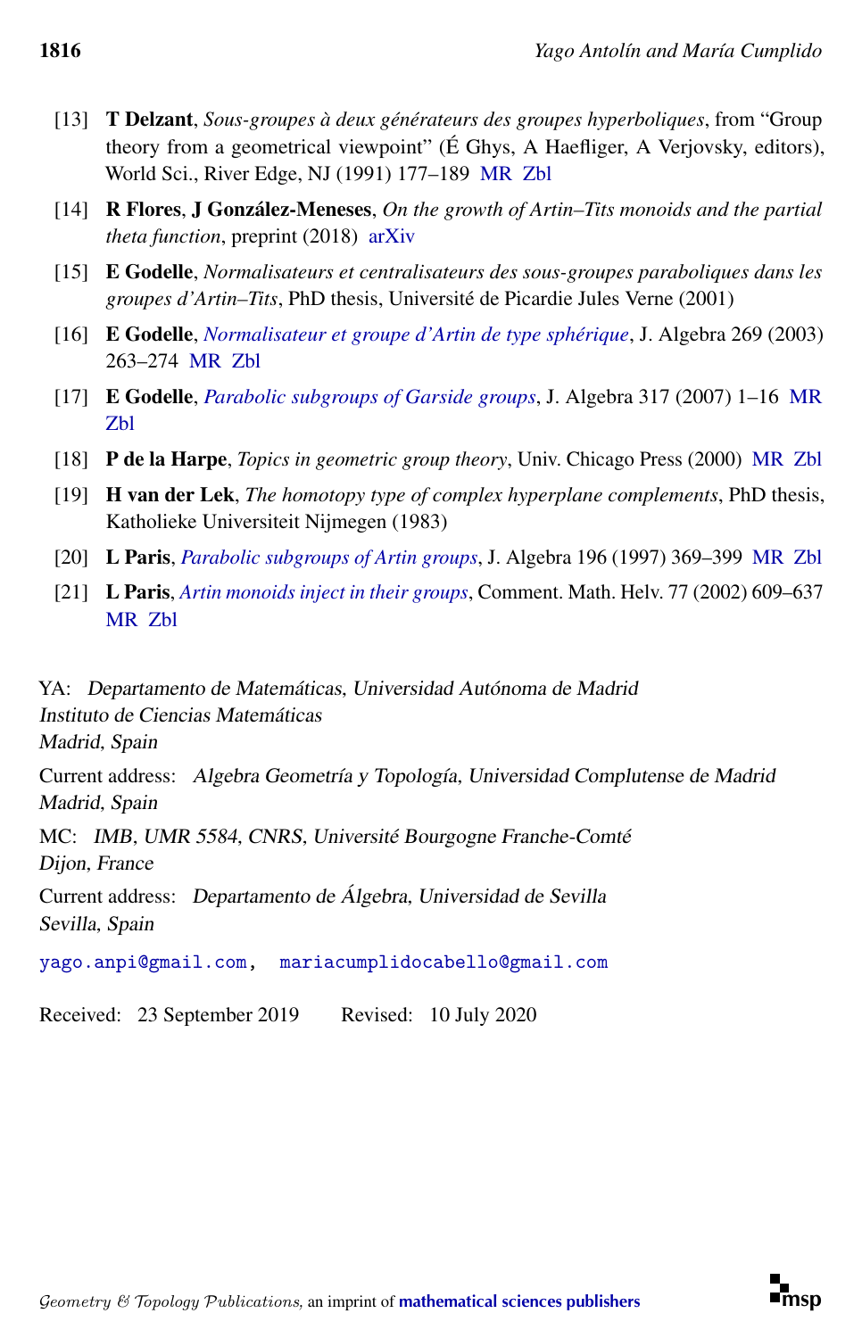[13] **T Delzant**, *Sous-groupes à deux générateurs des groupes hyperboliques*, from "Group theory from a geometrical viewpoint" (É Ghys, A Haefliger, A Verjovsky, editors), World Sci., River Edge, NJ (1991) 177–189 MR Zbl

[14] **R Flores**, **J González-Meneses**, *On the growth of Artin–Tits monoids and the partial theta function*, preprint (2018) arXiv

[15] **E Godelle**, *Normalisateurs et centralisateurs des sous-groupes paraboliques dans les groupes d'Artin–Tits*, PhD thesis, Université de Picardie Jules Verne (2001)

[16] **E Godelle**, *Normalisateur et groupe d'Artin de type sphérique*, J. Algebra 269 (2003) 263–274 MR Zbl

[17] **E Godelle**, *Parabolic subgroups of Garside groups*, J. Algebra 317 (2007) 1–16 MR Zbl

[18] **P de la Harpe**, *Topics in geometric group theory*, Univ. Chicago Press (2000) MR Zbl

[19] **H van der Lek**, *The homotopy type of complex hyperplane complements*, PhD thesis, Katholieke Universiteit Nijmegen (1983)

[20] **L Paris**, *Parabolic subgroups of Artin groups*, J. Algebra 196 (1997) 369–399 MR Zbl

[21] **L Paris**, *Artin monoids inject in their groups*, Comment. Math. Helv. 77 (2002) 609–637 MR Zbl

YA: *Departamento de Matemáticas, Universidad Autónoma de Madrid*
*Instituto de Ciencias Matemáticas*
*Madrid, Spain*

Current address: *Algebra Geometría y Topología, Universidad Complutense de Madrid*
*Madrid, Spain*

MC: *IMB, UMR 5584, CNRS, Université Bourgogne Franche-Comté*
*Dijon, France*

Current address: *Departamento de Álgebra, Universidad de Sevilla*
*Sevilla, Spain*

yago.anpi@gmail.com, mariacumplidocabello@gmail.com

Received: 23 September 2019 Revised: 10 July 2020